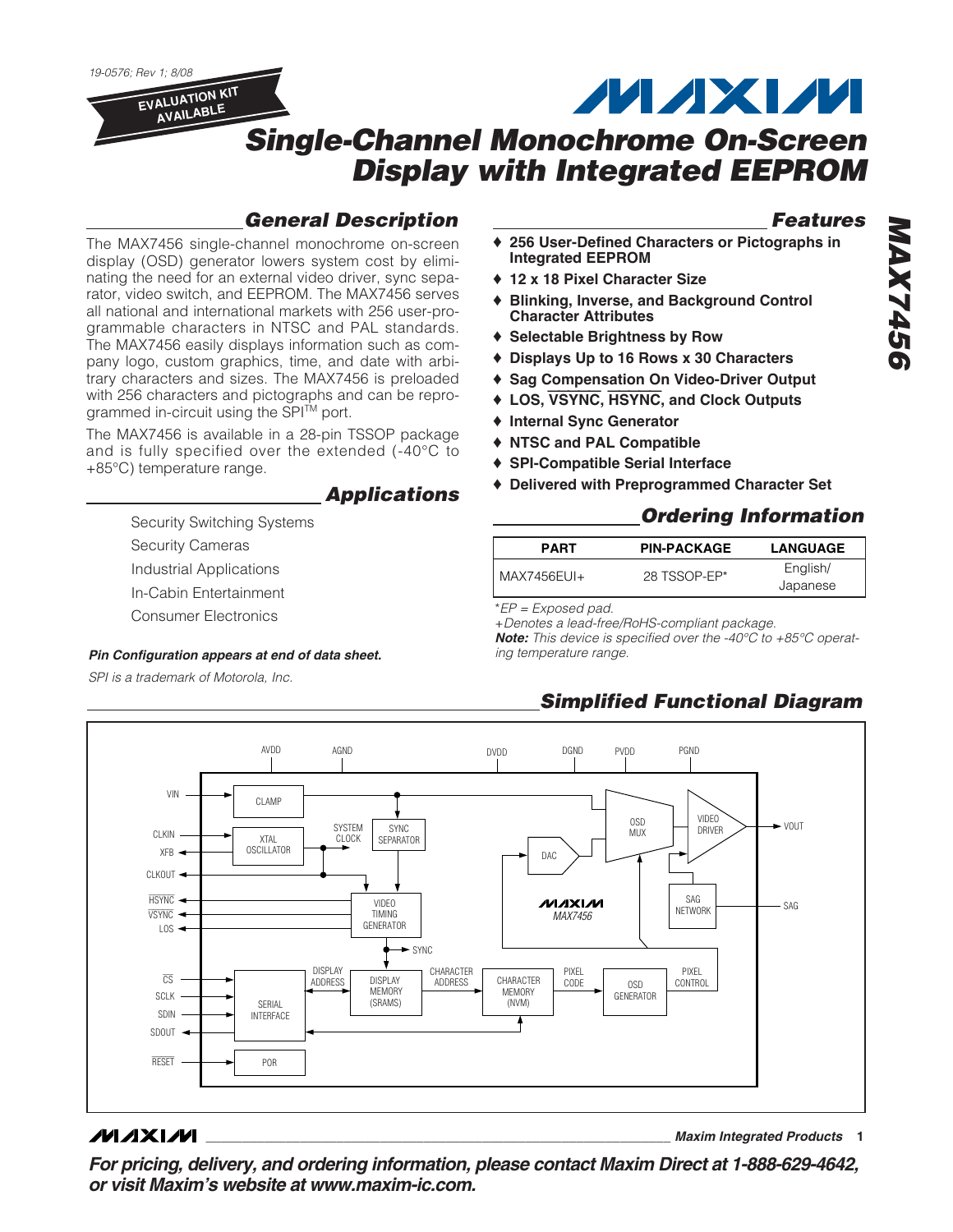19-0576; Rev 1; 8/08

EVALUATION KIT AVAILABLE

# Single-Channel Monochrome On-Screen Display with Integrated EEPROM

## General Description

The MAX7456 single-channel monochrome on-screen display (OSD) generator lowers system cost by eliminating the need for an external video driver, sync separator, video switch, and EEPROM. The MAX7456 serves all national and international markets with 256 user-programmable characters in NTSC and PAL standards. The MAX7456 easily displays information such as company logo, custom graphics, time, and date with arbitrary characters and sizes. The MAX7456 is preloaded with 256 characters and pictographs and can be reprogrammed in-circuit using the SPI™ port.

The MAX7456 is available in a 28-pin TSSOP package and is fully specified over the extended (-40°C to +85°C) temperature range.

## Applications

Security Switching Systems

Security Cameras

Industrial Applications

In-Cabin Entertainment

Consumer Electronics

***Pin Configuration appears at end of data sheet.***

*SPI is a trademark of Motorola, Inc.*

## Features

- ♦ **256 User-Defined Characters or Pictographs in Integrated EEPROM**
- ♦ **12 x 18 Pixel Character Size**
- ♦ **Blinking, Inverse, and Background Control Character Attributes**
- ♦ **Selectable Brightness by Row**
- ♦ **Displays Up to 16 Rows x 30 Characters**
- ♦ **Sag Compensation On Video-Driver Output**
- ♦ **LOS, VSYNC, HSYNC, and Clock Outputs**
- ♦ **Internal Sync Generator**
- ♦ **NTSC and PAL Compatible**
- ♦ **SPI-Compatible Serial Interface**
- ♦ **Delivered with Preprogrammed Character Set**

## Ordering Information

| PART | PIN-PACKAGE | LANGUAGE |
|---|---|---|
| MAX7456EUI+ | 28 TSSOP-EP* | English/ Japanese |

**EP = Exposed pad.*

*+Denotes a lead-free/RoHS-compliant package.*

***Note:** This device is specified over the -40°C to +85°C operating temperature range.*

## Simplified Functional Diagram

AVDD, AGND, DVDD, DGND, PVDD, PGND, VIN, CLAMP, CLKIN, XFB, XTAL OSCILLATOR, SYSTEM CLOCK, SYNC SEPARATOR, CLKOUT, DAC, OSD MUX, VIDEO DRIVER, VOUT, HSYNC, VSYNC, LOS, VIDEO TIMING GENERATOR, SYNC, SAG NETWORK, SAG, MAX7456, CS, SCLK, SDIN, SDOUT, SERIAL INTERFACE, DISPLAY ADDRESS, DISPLAY MEMORY (SRAMS), CHARACTER ADDRESS, CHARACTER MEMORY (NVM), PIXEL CODE, OSD GENERATOR, PIXEL CONTROL, RESET, POR

For pricing, delivery, and ordering information, please contact Maxim Direct at 1-888-629-4642, or visit Maxim's website at www.maxim-ic.com.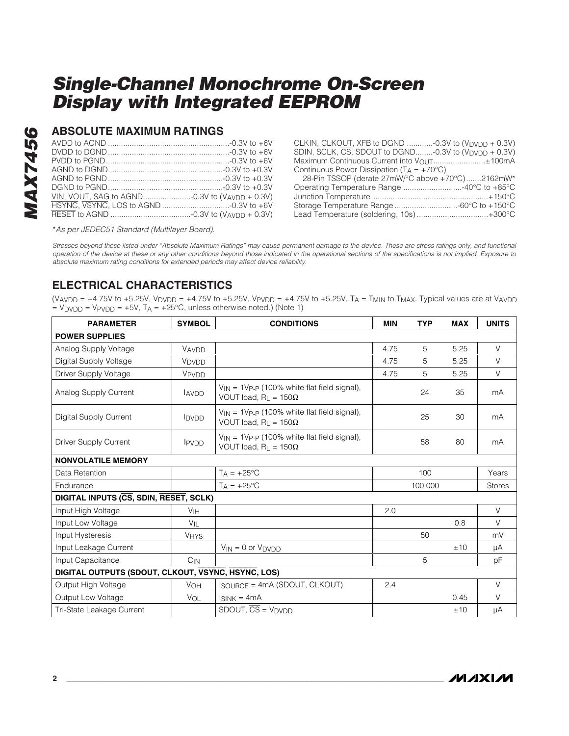# Single-Channel Monochrome On-Screen Display with Integrated EEPROM

## ABSOLUTE MAXIMUM RATINGS

AVDD to AGND ........................................................-0.3V to +6V
DVDD to DGND ........................................................-0.3V to +6V
PVDD to PGND.........................................................-0.3V to +6V
AGND to DGND.....................................................-0.3V to +0.3V
AGND to PGND .....................................................-0.3V to +0.3V
DGND to PGND.....................................................-0.3V to +0.3V
VIN, VOUT, SAG to AGND......................-0.3V to ($V_{AVDD}$ + 0.3V)
$\overline{HSYNC}$, $\overline{VSYNC}$, LOS to AGND ...............................-0.3V to +6V
$\overline{RESET}$ to AGND .....................................-0.3V to ($V_{AVDD}$ + 0.3V)
CLKIN, CLKOUT, XFB to DGND ............-0.3V to ($V_{DVDD}$ + 0.3V)
SDIN, SCLK, $\overline{CS}$, SDOUT to DGND........-0.3V to ($V_{DVDD}$ + 0.3V)
Maximum Continuous Current into $V_{OUT}$........................±100mA
Continuous Power Dissipation ($T_A$ = +70°C)
28-Pin TSSOP (derate 27mW/°C above +70°C).......2162mW*
Operating Temperature Range ...........................-40°C to +85°C
Junction Temperature......................................................+150°C
Storage Temperature Range .............................-60°C to +150°C
Lead Temperature (soldering, 10s) .................................+300°C

*As per JEDEC51 Standard (Multilayer Board).

*Stresses beyond those listed under "Absolute Maximum Ratings" may cause permanent damage to the device. These are stress ratings only, and functional operation of the device at these or any other conditions beyond those indicated in the operational sections of the specifications is not implied. Exposure to absolute maximum rating conditions for extended periods may affect device reliability.*

## ELECTRICAL CHARACTERISTICS

($V_{AVDD}$ = +4.75V to +5.25V, $V_{DVDD}$ = +4.75V to +5.25V, $V_{PVDD}$ = +4.75V to +5.25V, $T_A$ = $T_{MIN}$ to $T_{MAX}$. Typical values are at $V_{AVDD}$ = $V_{DVDD}$ = $V_{PVDD}$ = +5V, $T_A$ = +25°C, unless otherwise noted.) (Note 1)

| PARAMETER | SYMBOL | CONDITIONS | MIN | TYP | MAX | UNITS |
|---|---|---|---|---|---|---|
| **POWER SUPPLIES** | | | | | | |
| Analog Supply Voltage | $V_{AVDD}$ | | 4.75 | 5 | 5.25 | V |
| Digital Supply Voltage | $V_{DVDD}$ | | 4.75 | 5 | 5.25 | V |
| Driver Supply Voltage | $V_{PVDD}$ | | 4.75 | 5 | 5.25 | V |
| Analog Supply Current | $I_{AVDD}$ | $V_{IN}$ = 1$V_{P-P}$ (100% white flat field signal), VOUT load, $R_L$ = 150Ω | | 24 | 35 | mA |
| Digital Supply Current | $I_{DVDD}$ | $V_{IN}$ = 1$V_{P-P}$ (100% white flat field signal), VOUT load, $R_L$ = 150Ω | | 25 | 30 | mA |
| Driver Supply Current | $I_{PVDD}$ | $V_{IN}$ = 1$V_{P-P}$ (100% white flat field signal), VOUT load, $R_L$ = 150Ω | | 58 | 80 | mA |
| **NONVOLATILE MEMORY** | | | | | | |
| Data Retention | | $T_A$ = +25°C | | 100 | | Years |
| Endurance | | $T_A$ = +25°C | | 100,000 | | Stores |
| **DIGITAL INPUTS ($\overline{CS}$, SDIN, $\overline{RESET}$, SCLK)** | | | | | | |
| Input High Voltage | $V_{IH}$ | | 2.0 | | | V |
| Input Low Voltage | $V_{IL}$ | | | | 0.8 | V |
| Input Hysteresis | $V_{HYS}$ | | | 50 | | mV |
| Input Leakage Current | | $V_{IN}$ = 0 or $V_{DVDD}$ | | | ±10 | µA |
| Input Capacitance | $C_{IN}$ | | | 5 | | pF |
| **DIGITAL OUTPUTS (SDOUT, CLKOUT, $\overline{VSYNC}$, $\overline{HSYNC}$, LOS)** | | | | | | |
| Output High Voltage | $V_{OH}$ | $I_{SOURCE}$ = 4mA (SDOUT, CLKOUT) | 2.4 | | | V |
| Output Low Voltage | $V_{OL}$ | $I_{SINK}$ = 4mA | | | 0.45 | V |
| Tri-State Leakage Current | | SDOUT, $\overline{CS}$ = $V_{DVDD}$ | | | ±10 | µA |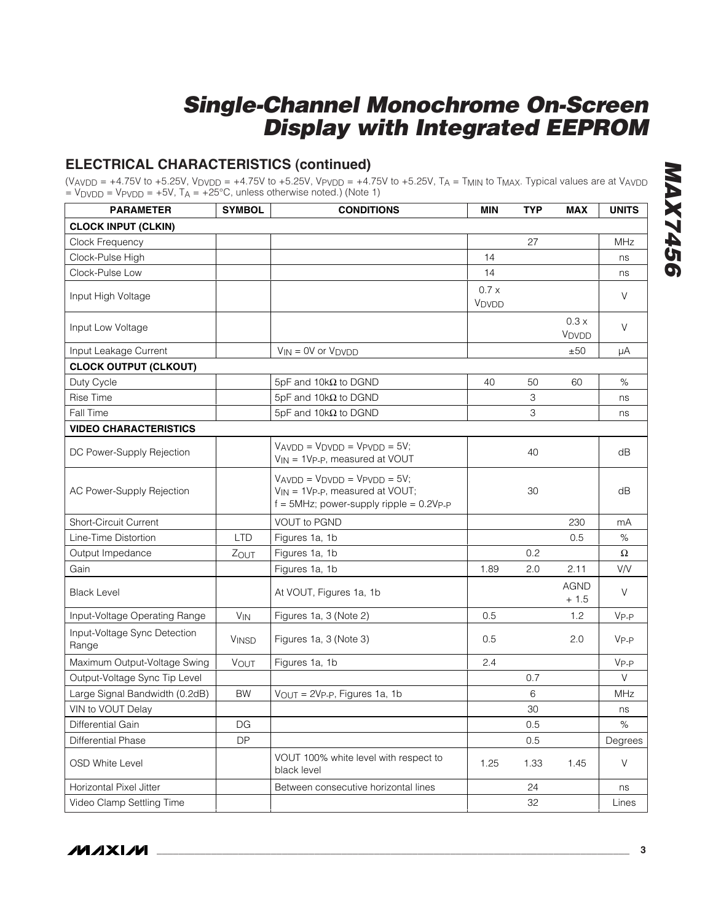## ELECTRICAL CHARACTERISTICS (continued)

($V_{AVDD}$ = +4.75V to +5.25V, $V_{DVDD}$ = +4.75V to +5.25V, $V_{PVDD}$ = +4.75V to +5.25V, $T_A$ = $T_{MIN}$ to $T_{MAX}$. Typical values are at $V_{AVDD}$ = $V_{DVDD}$ = $V_{PVDD}$ = +5V, $T_A$ = +25°C, unless otherwise noted.) (Note 1)

| PARAMETER | SYMBOL | CONDITIONS | MIN | TYP | MAX | UNITS |
|---|---|---|---|---|---|---|
| **CLOCK INPUT (CLKIN)** | | | | | | |
| Clock Frequency | | | | 27 | | MHz |
| Clock-Pulse High | | | 14 | | | ns |
| Clock-Pulse Low | | | 14 | | | ns |
| Input High Voltage | | | 0.7 x $V_{DVDD}$ | | | V |
| Input Low Voltage | | | | | 0.3 x $V_{DVDD}$ | V |
| Input Leakage Current | | $V_{IN}$ = 0V or $V_{DVDD}$ | | | ±50 | µA |
| **CLOCK OUTPUT (CLKOUT)** | | | | | | |
| Duty Cycle | | 5pF and 10kΩ to DGND | 40 | 50 | 60 | % |
| Rise Time | | 5pF and 10kΩ to DGND | | 3 | | ns |
| Fall Time | | 5pF and 10kΩ to DGND | | 3 | | ns |
| **VIDEO CHARACTERISTICS** | | | | | | |
| DC Power-Supply Rejection | | $V_{AVDD}$ = $V_{DVDD}$ = $V_{PVDD}$ = 5V; $V_{IN}$ = 1$V_{P-P}$, measured at VOUT | | 40 | | dB |
| AC Power-Supply Rejection | | $V_{AVDD}$ = $V_{DVDD}$ = $V_{PVDD}$ = 5V; $V_{IN}$ = 1$V_{P-P}$, measured at VOUT; f = 5MHz; power-supply ripple = 0.2$V_{P-P}$ | | 30 | | dB |
| Short-Circuit Current | | VOUT to PGND | | | 230 | mA |
| Line-Time Distortion | LTD | Figures 1a, 1b | | | 0.5 | % |
| Output Impedance | $Z_{OUT}$ | Figures 1a, 1b | | 0.2 | | Ω |
| Gain | | Figures 1a, 1b | 1.89 | 2.0 | 2.11 | V/V |
| Black Level | | At VOUT, Figures 1a, 1b | | | AGND + 1.5 | V |
| Input-Voltage Operating Range | $V_{IN}$ | Figures 1a, 3 (Note 2) | 0.5 | | 1.2 | $V_{P-P}$ |
| Input-Voltage Sync Detection Range | $V_{INSD}$ | Figures 1a, 3 (Note 3) | 0.5 | | 2.0 | $V_{P-P}$ |
| Maximum Output-Voltage Swing | $V_{OUT}$ | Figures 1a, 1b | 2.4 | | | $V_{P-P}$ |
| Output-Voltage Sync Tip Level | | | | 0.7 | | V |
| Large Signal Bandwidth (0.2dB) | BW | $V_{OUT}$ = 2$V_{P-P}$, Figures 1a, 1b | | 6 | | MHz |
| VIN to VOUT Delay | | | | 30 | | ns |
| Differential Gain | DG | | | 0.5 | | % |
| Differential Phase | DP | | | 0.5 | | Degrees |
| OSD White Level | | VOUT 100% white level with respect to black level | 1.25 | 1.33 | 1.45 | V |
| Horizontal Pixel Jitter | | Between consecutive horizontal lines | | 24 | | ns |
| Video Clamp Settling Time | | | | 32 | | Lines |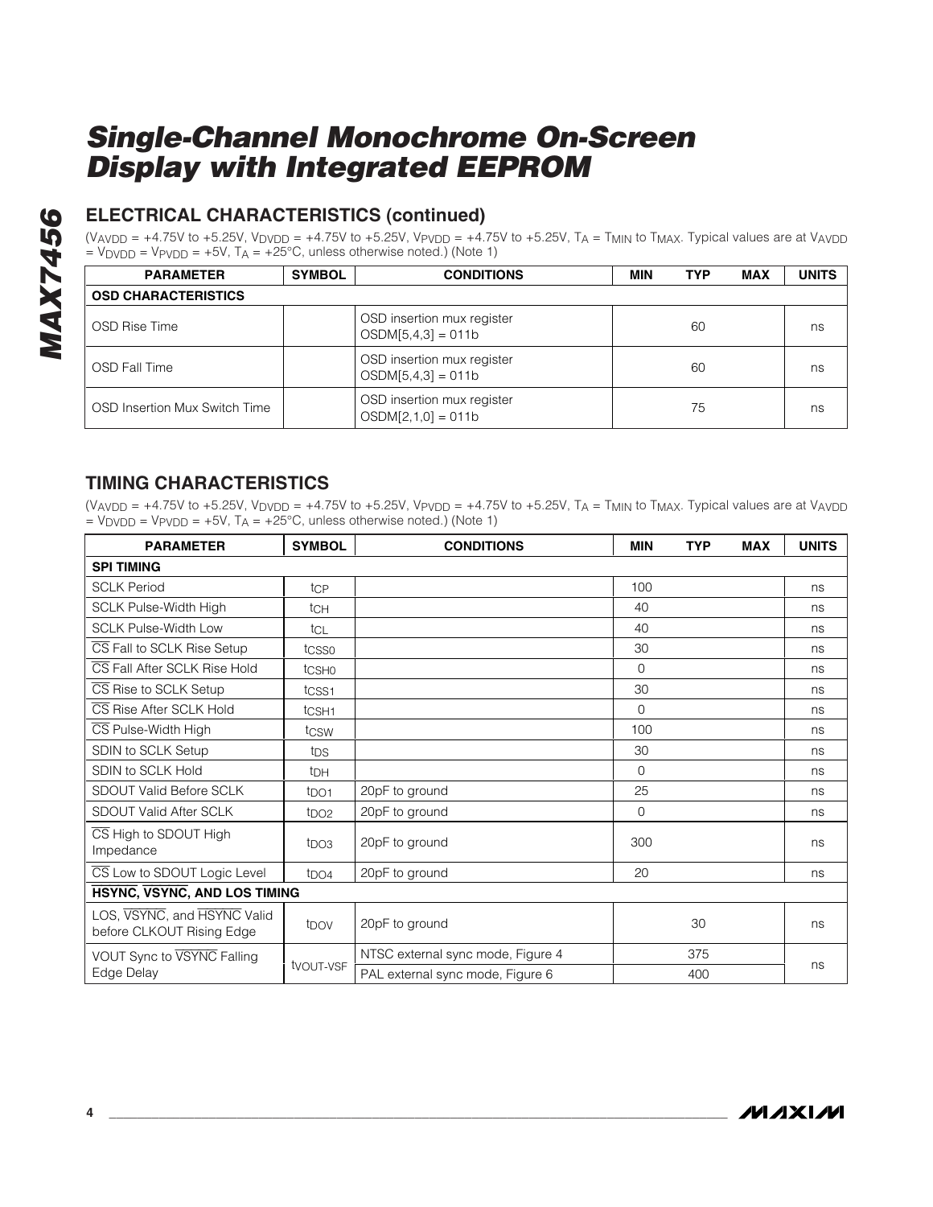# Single-Channel Monochrome On-Screen Display with Integrated EEPROM

## ELECTRICAL CHARACTERISTICS (continued)

($V_{AVDD}$ = +4.75V to +5.25V, $V_{DVDD}$ = +4.75V to +5.25V, $V_{PVDD}$ = +4.75V to +5.25V, $T_A$ = $T_{MIN}$ to $T_{MAX}$. Typical values are at $V_{AVDD}$ = $V_{DVDD}$ = $V_{PVDD}$ = +5V, $T_A$ = +25°C, unless otherwise noted.) (Note 1)

| PARAMETER | SYMBOL | CONDITIONS | MIN | TYP | MAX | UNITS |
|---|---|---|---|---|---|---|
| **OSD CHARACTERISTICS** | | | | | | |
| OSD Rise Time | | OSD insertion mux register OSDM[5,4,3] = 011b | | 60 | | ns |
| OSD Fall Time | | OSD insertion mux register OSDM[5,4,3] = 011b | | 60 | | ns |
| OSD Insertion Mux Switch Time | | OSD insertion mux register OSDM[2,1,0] = 011b | | 75 | | ns |

## TIMING CHARACTERISTICS

($V_{AVDD}$ = +4.75V to +5.25V, $V_{DVDD}$ = +4.75V to +5.25V, $V_{PVDD}$ = +4.75V to +5.25V, $T_A$ = $T_{MIN}$ to $T_{MAX}$. Typical values are at $V_{AVDD}$ = $V_{DVDD}$ = $V_{PVDD}$ = +5V, $T_A$ = +25°C, unless otherwise noted.) (Note 1)

| PARAMETER | SYMBOL | CONDITIONS | MIN | TYP | MAX | UNITS |
|---|---|---|---|---|---|---|
| **SPI TIMING** | | | | | | |
| SCLK Period | $t_{CP}$ | | 100 | | | ns |
| SCLK Pulse-Width High | $t_{CH}$ | | 40 | | | ns |
| SCLK Pulse-Width Low | $t_{CL}$ | | 40 | | | ns |
| $\overline{CS}$ Fall to SCLK Rise Setup | $t_{CSS0}$ | | 30 | | | ns |
| $\overline{CS}$ Fall After SCLK Rise Hold | $t_{CSH0}$ | | 0 | | | ns |
| $\overline{CS}$ Rise to SCLK Setup | $t_{CSS1}$ | | 30 | | | ns |
| $\overline{CS}$ Rise After SCLK Hold | $t_{CSH1}$ | | 0 | | | ns |
| $\overline{CS}$ Pulse-Width High | $t_{CSW}$ | | 100 | | | ns |
| SDIN to SCLK Setup | $t_{DS}$ | | 30 | | | ns |
| SDIN to SCLK Hold | $t_{DH}$ | | 0 | | | ns |
| SDOUT Valid Before SCLK | $t_{DO1}$ | 20pF to ground | 25 | | | ns |
| SDOUT Valid After SCLK | $t_{DO2}$ | 20pF to ground | 0 | | | ns |
| $\overline{CS}$ High to SDOUT High Impedance | $t_{DO3}$ | 20pF to ground | 300 | | | ns |
| $\overline{CS}$ Low to SDOUT Logic Level | $t_{DO4}$ | 20pF to ground | 20 | | | ns |
| **$\overline{HSYNC}$, $\overline{VSYNC}$, AND LOS TIMING** | | | | | | |
| LOS, $\overline{VSYNC}$, and $\overline{HSYNC}$ Valid before CLKOUT Rising Edge | $t_{DOV}$ | 20pF to ground | | 30 | | ns |
| VOUT Sync to $\overline{VSYNC}$ Falling Edge Delay | $t_{VOUT-VSF}$ | NTSC external sync mode, Figure 4 | | 375 | | ns |
| | | PAL external sync mode, Figure 6 | | 400 | | |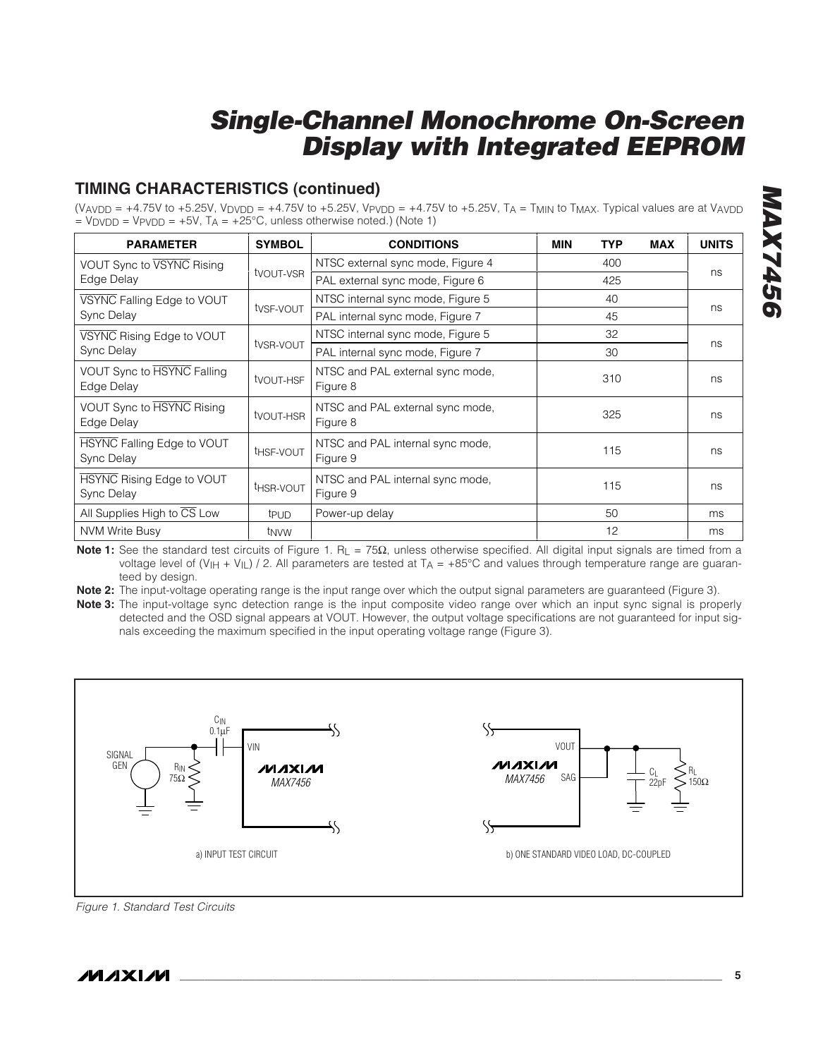## TIMING CHARACTERISTICS (continued)

($V_{AVDD}$ = +4.75V to +5.25V, $V_{DVDD}$ = +4.75V to +5.25V, $V_{PVDD}$ = +4.75V to +5.25V, $T_A$ = $T_{MIN}$ to $T_{MAX}$. Typical values are at $V_{AVDD}$ = $V_{DVDD}$ = $V_{PVDD}$ = +5V, $T_A$ = +25°C, unless otherwise noted.) (Note 1)

| PARAMETER | SYMBOL | CONDITIONS | MIN | TYP | MAX | UNITS |
|---|---|---|---|---|---|---|
| VOUT Sync to $\overline{\text{VSYNC}}$ Rising Edge Delay | $t_{VOUT-VSR}$ | NTSC external sync mode, Figure 4 | | 400 | | ns |
| | | PAL external sync mode, Figure 6 | | 425 | | |
| $\overline{\text{VSYNC}}$ Falling Edge to VOUT Sync Delay | $t_{VSF-VOUT}$ | NTSC internal sync mode, Figure 5 | | 40 | | ns |
| | | PAL internal sync mode, Figure 7 | | 45 | | |
| $\overline{\text{VSYNC}}$ Rising Edge to VOUT Sync Delay | $t_{VSR-VOUT}$ | NTSC internal sync mode, Figure 5 | | 32 | | ns |
| | | PAL internal sync mode, Figure 7 | | 30 | | |
| VOUT Sync to $\overline{\text{HSYNC}}$ Falling Edge Delay | $t_{VOUT-HSF}$ | NTSC and PAL external sync mode, Figure 8 | | 310 | | ns |
| VOUT Sync to $\overline{\text{HSYNC}}$ Rising Edge Delay | $t_{VOUT-HSR}$ | NTSC and PAL external sync mode, Figure 8 | | 325 | | ns |
| $\overline{\text{HSYNC}}$ Falling Edge to VOUT Sync Delay | $t_{HSF-VOUT}$ | NTSC and PAL internal sync mode, Figure 9 | | 115 | | ns |
| $\overline{\text{HSYNC}}$ Rising Edge to VOUT Sync Delay | $t_{HSR-VOUT}$ | NTSC and PAL internal sync mode, Figure 9 | | 115 | | ns |
| All Supplies High to $\overline{\text{CS}}$ Low | $t_{PUD}$ | Power-up delay | | 50 | | ms |
| NVM Write Busy | $t_{NVW}$ | | | 12 | | ms |

**Note 1:** See the standard test circuits of Figure 1. $R_L$ = 75Ω, unless otherwise specified. All digital input signals are timed from a voltage level of ($V_{IH}$ + $V_{IL}$) / 2. All parameters are tested at $T_A$ = +85°C and values through temperature range are guaranteed by design.

**Note 2:** The input-voltage operating range is the input range over which the output signal parameters are guaranteed (Figure 3).

**Note 3:** The input-voltage sync detection range is the input composite video range over which an input sync signal is properly detected and the OSD signal appears at VOUT. However, the output voltage specifications are not guaranteed for input signals exceeding the maximum specified in the input operating voltage range (Figure 3).

a) INPUT TEST CIRCUIT — SIGNAL GEN, $R_{IN}$ 75Ω, $C_{IN}$ 0.1µF, VIN, MAX7456

b) ONE STANDARD VIDEO LOAD, DC-COUPLED — MAX7456, VOUT, SAG, $C_L$ 22pF, $R_L$ 150Ω

*Figure 1. Standard Test Circuits*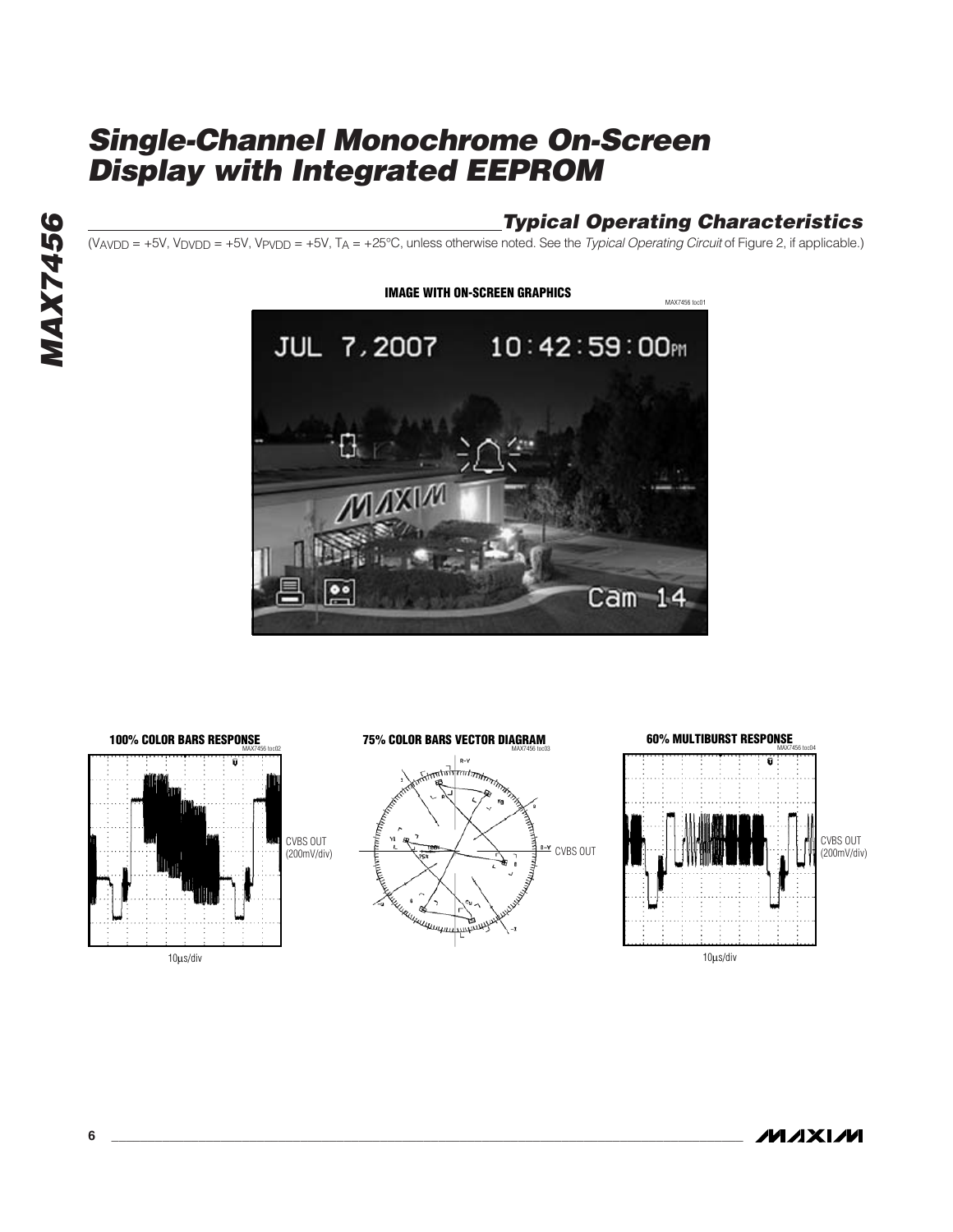## Typical Operating Characteristics

($V_{AVDD}$ = +5V, $V_{DVDD}$ = +5V, $V_{PVDD}$ = +5V, $T_A$ = +25°C, unless otherwise noted. See the *Typical Operating Circuit* of Figure 2, if applicable.)

**IMAGE WITH ON-SCREEN GRAPHICS**

MAX7456 toc01

JUL 7,2007 10:42:59:00PM

Cam 14

**100% COLOR BARS RESPONSE**

MAX7456 toc02

CVBS OUT (200mV/div)

10μs/div

**75% COLOR BARS VECTOR DIAGRAM**

MAX7456 toc03

CVBS OUT

**60% MULTIBURST RESPONSE**

MAX7456 toc04

CVBS OUT (200mV/div)

10μs/div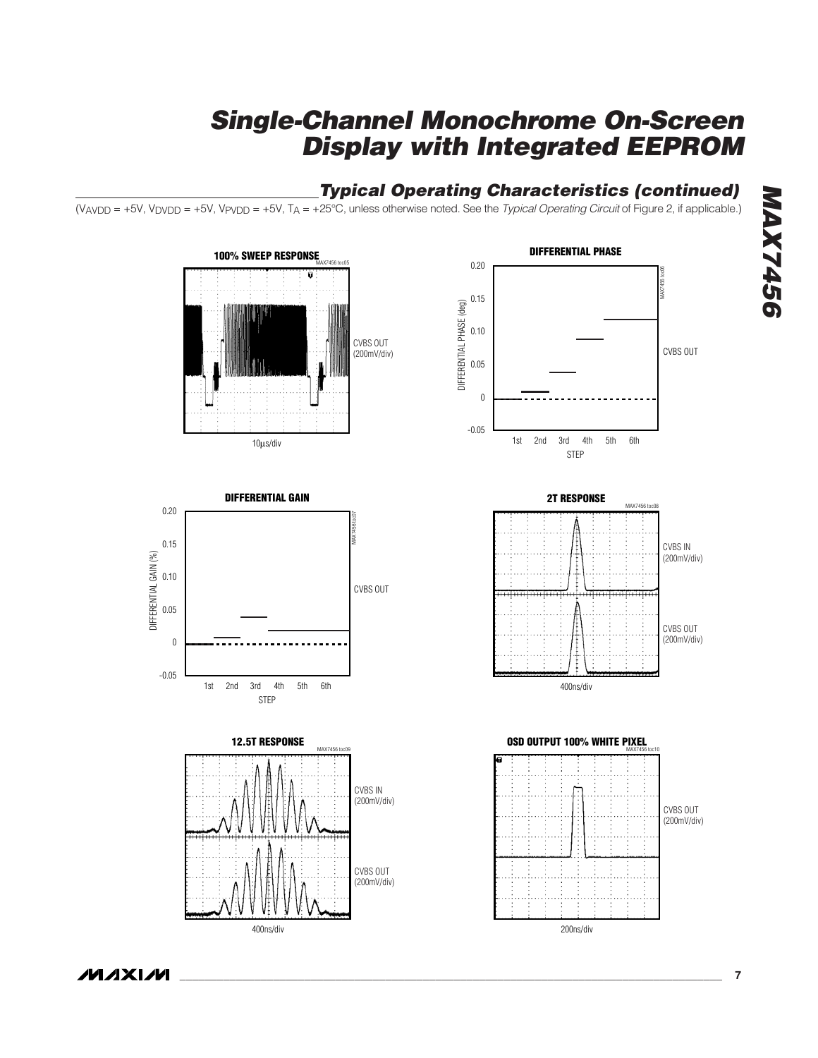## Typical Operating Characteristics (continued)

($V_{AVDD}$ = +5V, $V_{DVDD}$ = +5V, $V_{PVDD}$ = +5V, $T_A$ = +25°C, unless otherwise noted. See the *Typical Operating Circuit* of Figure 2, if applicable.)

**100% SWEEP RESPONSE**

MAX7456 toc05

CVBS OUT (200mV/div)

10μs/div

**DIFFERENTIAL PHASE**

MAX7456 toc06

DIFFERENTIAL PHASE (deg): -0.05, 0, 0.05, 0.10, 0.15, 0.20

STEP: 1st, 2nd, 3rd, 4th, 5th, 6th

CVBS OUT

**DIFFERENTIAL GAIN**

MAX7456 toc07

DIFFERENTIAL GAIN (%): -0.05, 0, 0.05, 0.10, 0.15, 0.20

STEP: 1st, 2nd, 3rd, 4th, 5th, 6th

CVBS OUT

**2T RESPONSE**

MAX7456 toc08

CVBS IN (200mV/div)

CVBS OUT (200mV/div)

400ns/div

**12.5T RESPONSE**

MAX7456 toc09

CVBS IN (200mV/div)

CVBS OUT (200mV/div)

400ns/div

**OSD OUTPUT 100% WHITE PIXEL**

MAX7456 toc10

CVBS OUT (200mV/div)

200ns/div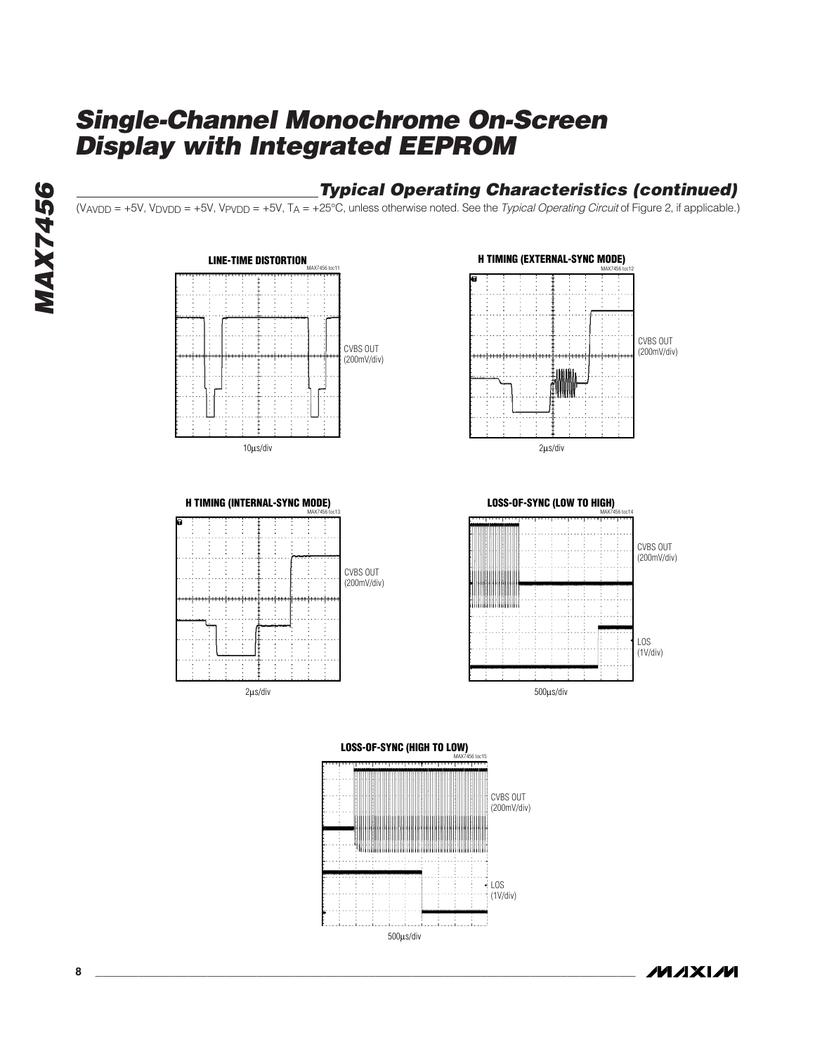## Typical Operating Characteristics (continued)

($V_{AVDD}$ = +5V, $V_{DVDD}$ = +5V, $V_{PVDD}$ = +5V, $T_A$ = +25°C, unless otherwise noted. See the *Typical Operating Circuit* of Figure 2, if applicable.)

**LINE-TIME DISTORTION**

MAX7456 toc11

CVBS OUT (200mV/div)

10μs/div

**H TIMING (EXTERNAL-SYNC MODE)**

MAX7456 toc12

CVBS OUT (200mV/div)

2μs/div

**H TIMING (INTERNAL-SYNC MODE)**

MAX7456 toc13

CVBS OUT (200mV/div)

2μs/div

**LOSS-OF-SYNC (LOW TO HIGH)**

MAX7456 toc14

CVBS OUT (200mV/div)

LOS (1V/div)

500μs/div

**LOSS-OF-SYNC (HIGH TO LOW)**

MAX7456 toc15

CVBS OUT (200mV/div)

LOS (1V/div)

500μs/div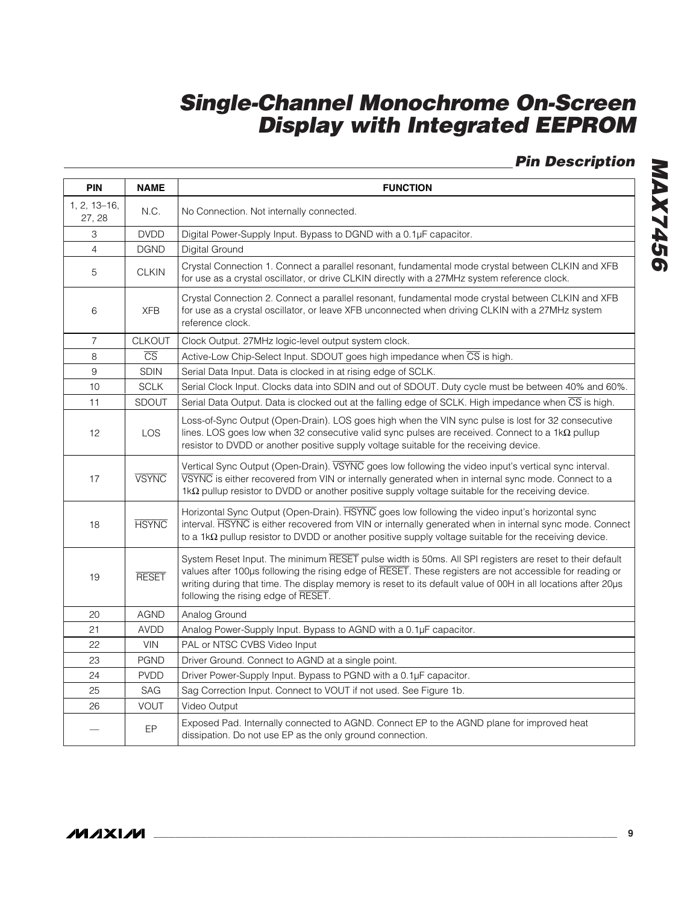## Pin Description

| PIN | NAME | FUNCTION |
|---|---|---|
| 1, 2, 13–16, 27, 28 | N.C. | No Connection. Not internally connected. |
| 3 | DVDD | Digital Power-Supply Input. Bypass to DGND with a 0.1µF capacitor. |
| 4 | DGND | Digital Ground |
| 5 | CLKIN | Crystal Connection 1. Connect a parallel resonant, fundamental mode crystal between CLKIN and XFB for use as a crystal oscillator, or drive CLKIN directly with a 27MHz system reference clock. |
| 6 | XFB | Crystal Connection 2. Connect a parallel resonant, fundamental mode crystal between CLKIN and XFB for use as a crystal oscillator, or leave XFB unconnected when driving CLKIN with a 27MHz system reference clock. |
| 7 | CLKOUT | Clock Output. 27MHz logic-level output system clock. |
| 8 | $\overline{CS}$ | Active-Low Chip-Select Input. SDOUT goes high impedance when $\overline{CS}$ is high. |
| 9 | SDIN | Serial Data Input. Data is clocked in at rising edge of SCLK. |
| 10 | SCLK | Serial Clock Input. Clocks data into SDIN and out of SDOUT. Duty cycle must be between 40% and 60%. |
| 11 | SDOUT | Serial Data Output. Data is clocked out at the falling edge of SCLK. High impedance when $\overline{CS}$ is high. |
| 12 | LOS | Loss-of-Sync Output (Open-Drain). LOS goes high when the VIN sync pulse is lost for 32 consecutive lines. LOS goes low when 32 consecutive valid sync pulses are received. Connect to a 1kΩ pullup resistor to DVDD or another positive supply voltage suitable for the receiving device. |
| 17 | $\overline{VSYNC}$ | Vertical Sync Output (Open-Drain). $\overline{VSYNC}$ goes low following the video input's vertical sync interval. $\overline{VSYNC}$ is either recovered from VIN or internally generated when in internal sync mode. Connect to a 1kΩ pullup resistor to DVDD or another positive supply voltage suitable for the receiving device. |
| 18 | $\overline{HSYNC}$ | Horizontal Sync Output (Open-Drain). $\overline{HSYNC}$ goes low following the video input's horizontal sync interval. $\overline{HSYNC}$ is either recovered from VIN or internally generated when in internal sync mode. Connect to a 1kΩ pullup resistor to DVDD or another positive supply voltage suitable for the receiving device. |
| 19 | $\overline{RESET}$ | System Reset Input. The minimum $\overline{RESET}$ pulse width is 50ms. All SPI registers are reset to their default values after 100µs following the rising edge of $\overline{RESET}$. These registers are not accessible for reading or writing during that time. The display memory is reset to its default value of 00H in all locations after 20µs following the rising edge of $\overline{RESET}$. |
| 20 | AGND | Analog Ground |
| 21 | AVDD | Analog Power-Supply Input. Bypass to AGND with a 0.1µF capacitor. |
| 22 | VIN | PAL or NTSC CVBS Video Input |
| 23 | PGND | Driver Ground. Connect to AGND at a single point. |
| 24 | PVDD | Driver Power-Supply Input. Bypass to PGND with a 0.1µF capacitor. |
| 25 | SAG | Sag Correction Input. Connect to VOUT if not used. See Figure 1b. |
| 26 | VOUT | Video Output |
| — | EP | Exposed Pad. Internally connected to AGND. Connect EP to the AGND plane for improved heat dissipation. Do not use EP as the only ground connection. |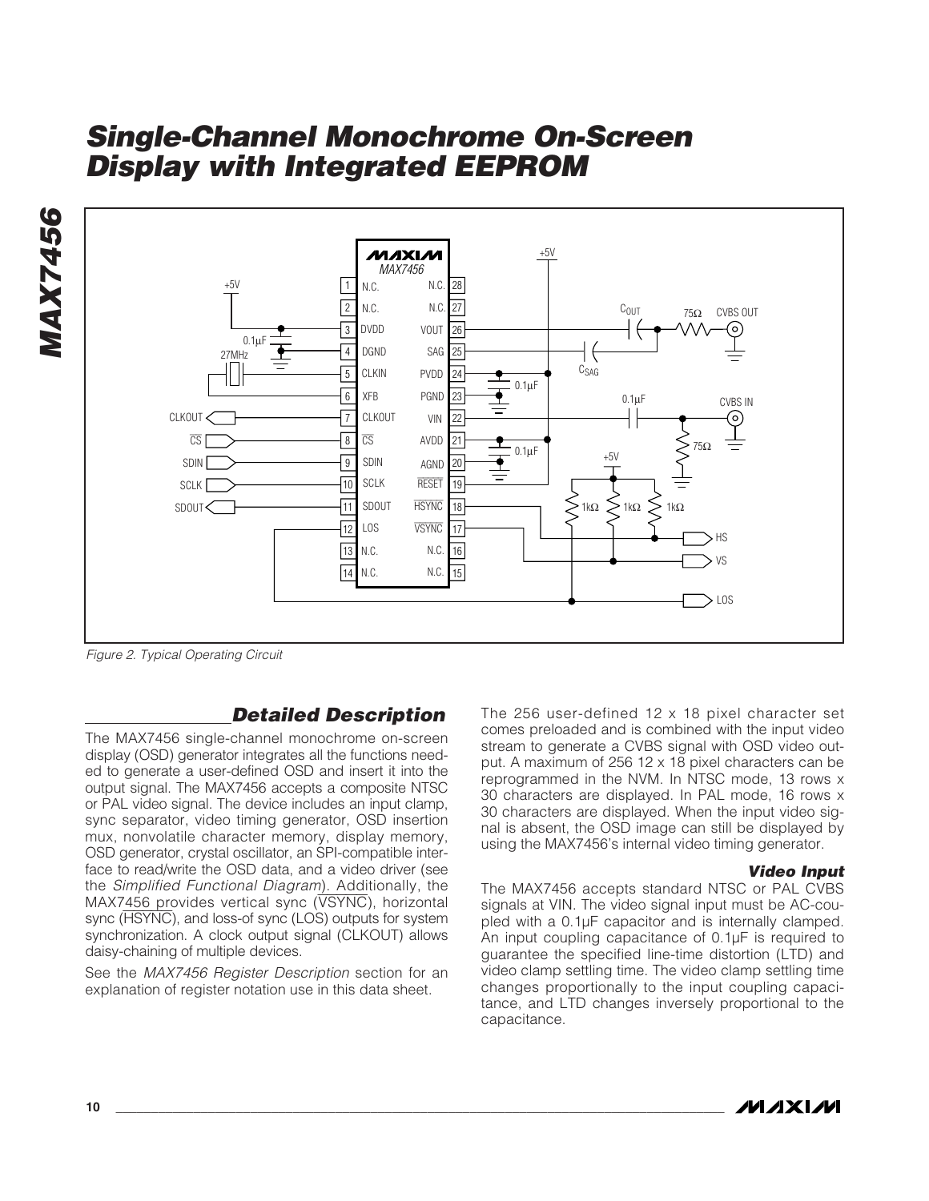Figure 2. Typical Operating Circuit

## Detailed Description

The MAX7456 single-channel monochrome on-screen display (OSD) generator integrates all the functions needed to generate a user-defined OSD and insert it into the output signal. The MAX7456 accepts a composite NTSC or PAL video signal. The device includes an input clamp, sync separator, video timing generator, OSD insertion mux, nonvolatile character memory, display memory, OSD generator, crystal oscillator, an SPI-compatible interface to read/write the OSD data, and a video driver (see the *Simplified Functional Diagram*). Additionally, the MAX7456 provides vertical sync (VSYNC), horizontal sync (HSYNC), and loss-of sync (LOS) outputs for system synchronization. A clock output signal (CLKOUT) allows daisy-chaining of multiple devices.

See the *MAX7456 Register Description* section for an explanation of register notation use in this data sheet.

The 256 user-defined 12 x 18 pixel character set comes preloaded and is combined with the input video stream to generate a CVBS signal with OSD video output. A maximum of 256 12 x 18 pixel characters can be reprogrammed in the NVM. In NTSC mode, 13 rows x 30 characters are displayed. In PAL mode, 16 rows x 30 characters are displayed. When the input video signal is absent, the OSD image can still be displayed by using the MAX7456's internal video timing generator.

### Video Input

The MAX7456 accepts standard NTSC or PAL CVBS signals at VIN. The video signal input must be AC-coupled with a 0.1µF capacitor and is internally clamped. An input coupling capacitance of 0.1µF is required to guarantee the specified line-time distortion (LTD) and video clamp settling time. The video clamp settling time changes proportionally to the input coupling capacitance, and LTD changes inversely proportional to the capacitance.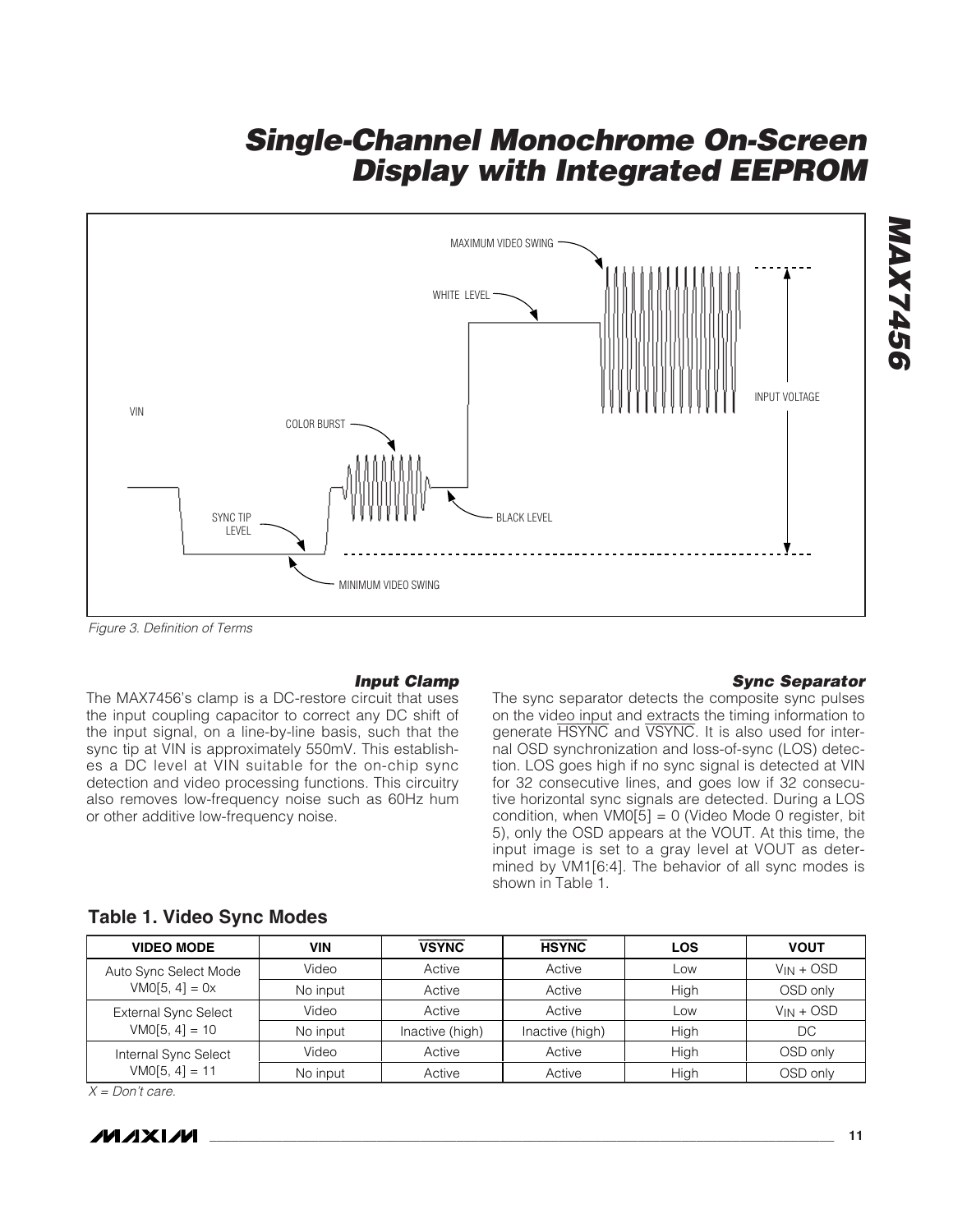Figure 3. Definition of Terms

### Input Clamp

The MAX7456's clamp is a DC-restore circuit that uses the input coupling capacitor to correct any DC shift of the input signal, on a line-by-line basis, such that the sync tip at VIN is approximately 550mV. This establishes a DC level at VIN suitable for the on-chip sync detection and video processing functions. This circuitry also removes low-frequency noise such as 60Hz hum or other additive low-frequency noise.

### Sync Separator

The sync separator detects the composite sync pulses on the video input and extracts the timing information to generate $\overline{HSYNC}$ and $\overline{VSYNC}$. It is also used for internal OSD synchronization and loss-of-sync (LOS) detection. LOS goes high if no sync signal is detected at VIN for 32 consecutive lines, and goes low if 32 consecutive horizontal sync signals are detected. During a LOS condition, when VM0[5] = 0 (Video Mode 0 register, bit 5), only the OSD appears at the VOUT. At this time, the input image is set to a gray level at VOUT as determined by VM1[6:4]. The behavior of all sync modes is shown in Table 1.

## Table 1. Video Sync Modes

| VIDEO MODE | VIN | $\overline{VSYNC}$ | $\overline{HSYNC}$ | LOS | VOUT |
|---|---|---|---|---|---|
| Auto Sync Select Mode VM0[5, 4] = 0x | Video | Active | Active | Low | $V_{IN}$ + OSD |
| | No input | Active | Active | High | OSD only |
| External Sync Select VM0[5, 4] = 10 | Video | Active | Active | Low | $V_{IN}$ + OSD |
| | No input | Inactive (high) | Inactive (high) | High | DC |
| Internal Sync Select VM0[5, 4] = 11 | Video | Active | Active | High | OSD only |
| | No input | Active | Active | High | OSD only |

X = Don't care.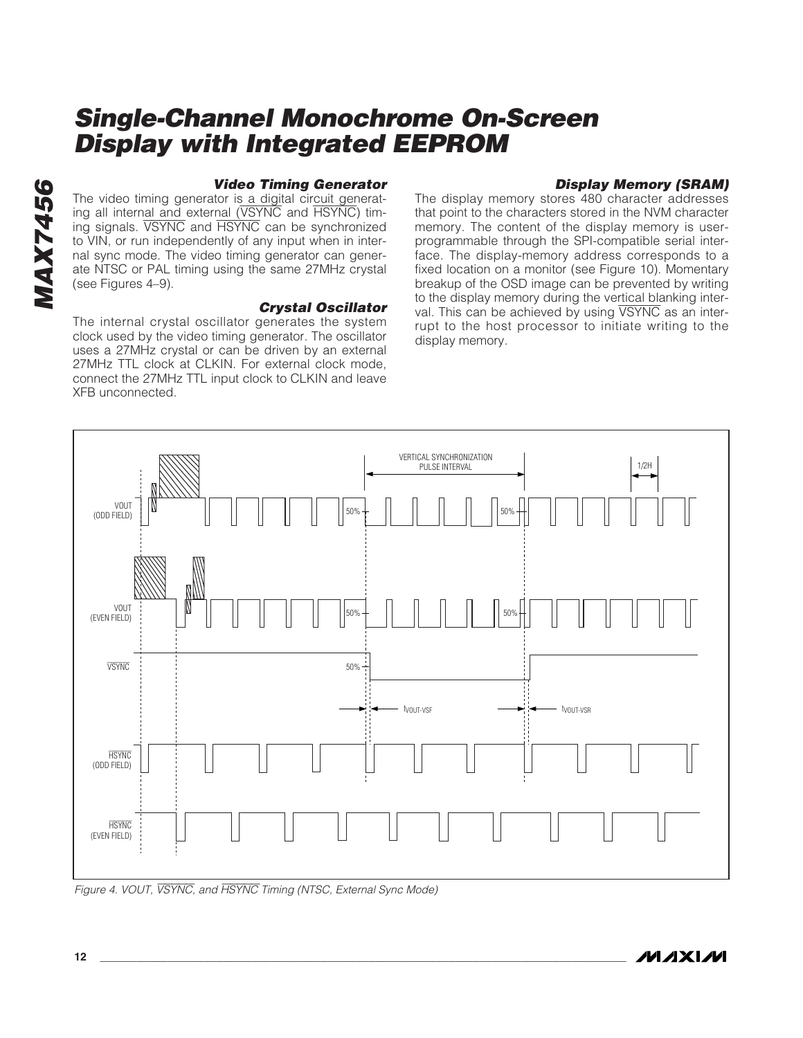### Video Timing Generator

The video timing generator is a digital circuit generating all internal and external ($\overline{VSYNC}$ and $\overline{HSYNC}$) timing signals. $\overline{VSYNC}$ and $\overline{HSYNC}$ can be synchronized to VIN, or run independently of any input when in internal sync mode. The video timing generator can generate NTSC or PAL timing using the same 27MHz crystal (see Figures 4–9).

### Crystal Oscillator

The internal crystal oscillator generates the system clock used by the video timing generator. The oscillator uses a 27MHz crystal or can be driven by an external 27MHz TTL clock at CLKIN. For external clock mode, connect the 27MHz TTL input clock to CLKIN and leave XFB unconnected.

### Display Memory (SRAM)

The display memory stores 480 character addresses that point to the characters stored in the NVM character memory. The content of the display memory is user-programmable through the SPI-compatible serial interface. The display-memory address corresponds to a fixed location on a monitor (see Figure 10). Momentary breakup of the OSD image can be prevented by writing to the display memory during the vertical blanking interval. This can be achieved by using $\overline{VSYNC}$ as an interrupt to the host processor to initiate writing to the display memory.

*Figure 4. VOUT, $\overline{VSYNC}$, and $\overline{HSYNC}$ Timing (NTSC, External Sync Mode)*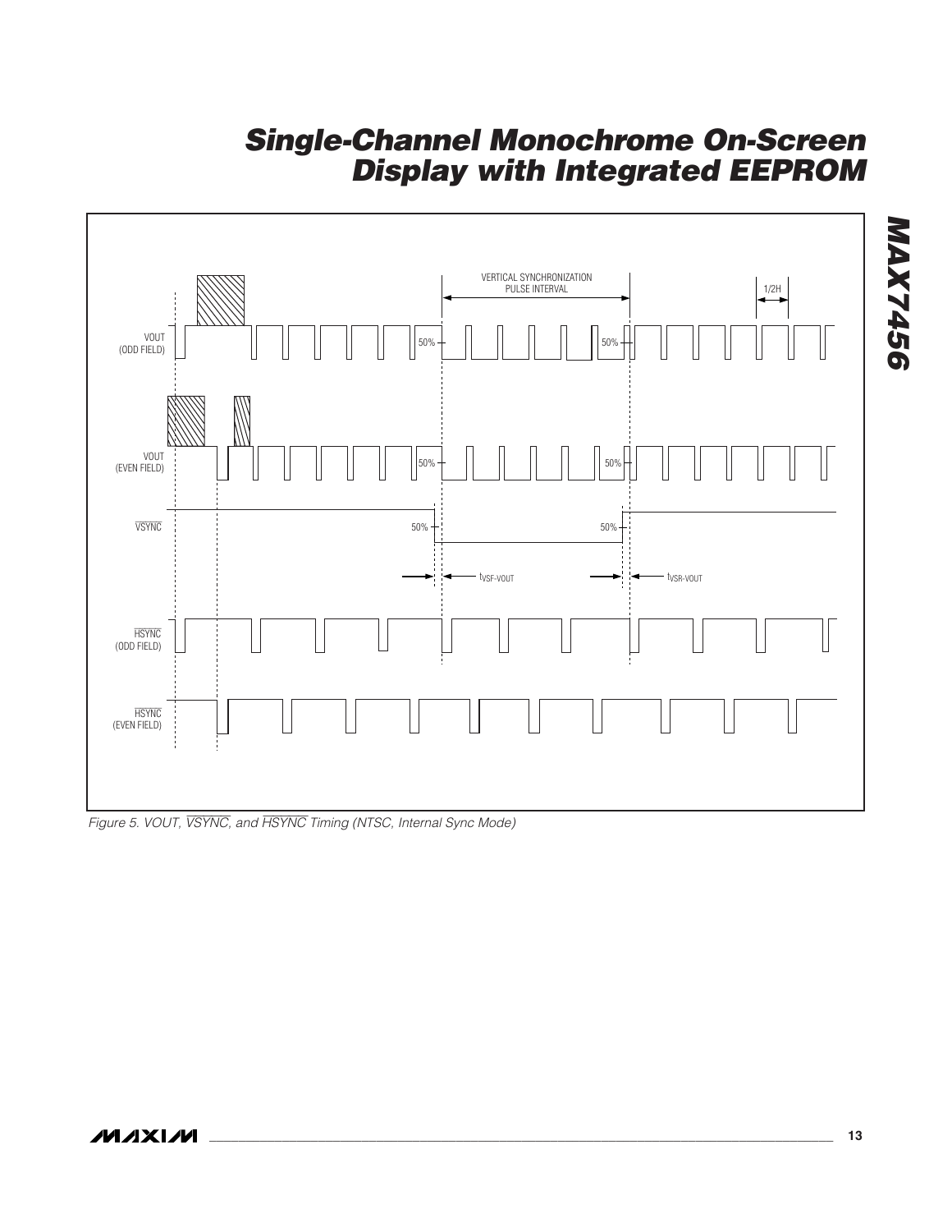Figure 5. VOUT, $\overline{VSYNC}$, and $\overline{HSYNC}$ Timing (NTSC, Internal Sync Mode)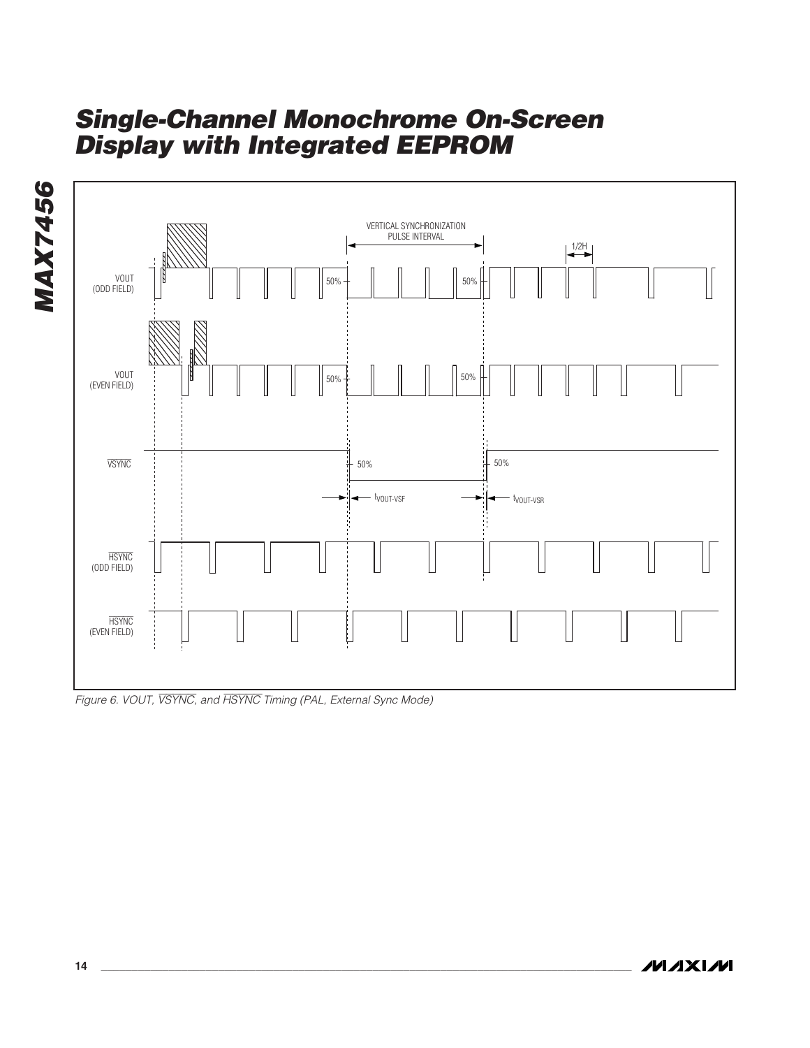Figure 6. VOUT, $\overline{VSYNC}$, and $\overline{HSYNC}$ Timing (PAL, External Sync Mode)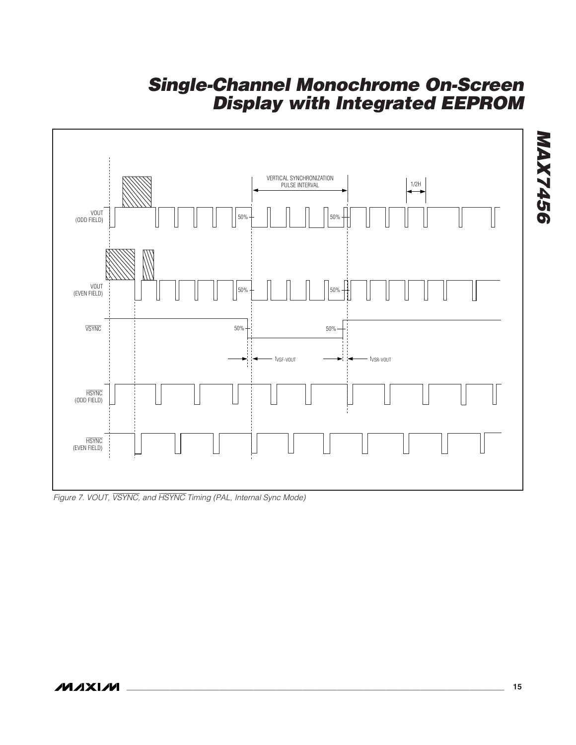Figure 7. VOUT, $\overline{VSYNC}$, and $\overline{HSYNC}$ Timing (PAL, Internal Sync Mode)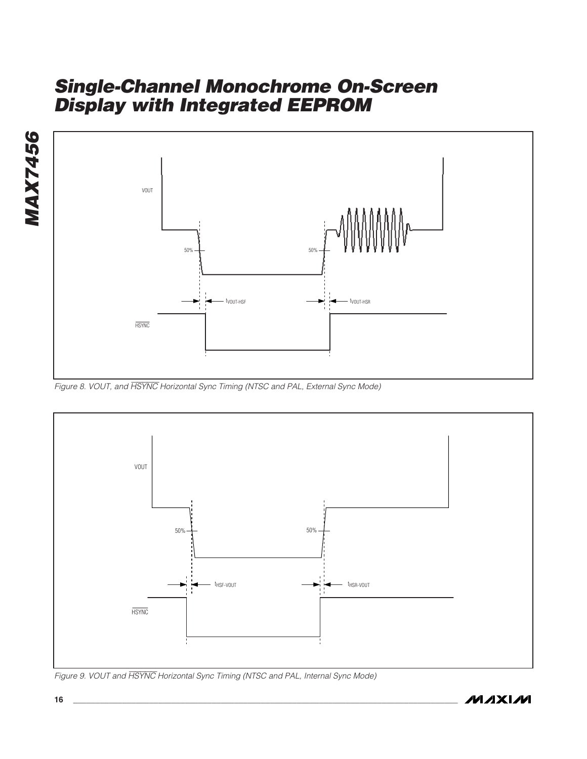Figure 8. VOUT, and $\overline{HSYNC}$ Horizontal Sync Timing (NTSC and PAL, External Sync Mode)

Figure 9. VOUT and $\overline{HSYNC}$ Horizontal Sync Timing (NTSC and PAL, Internal Sync Mode)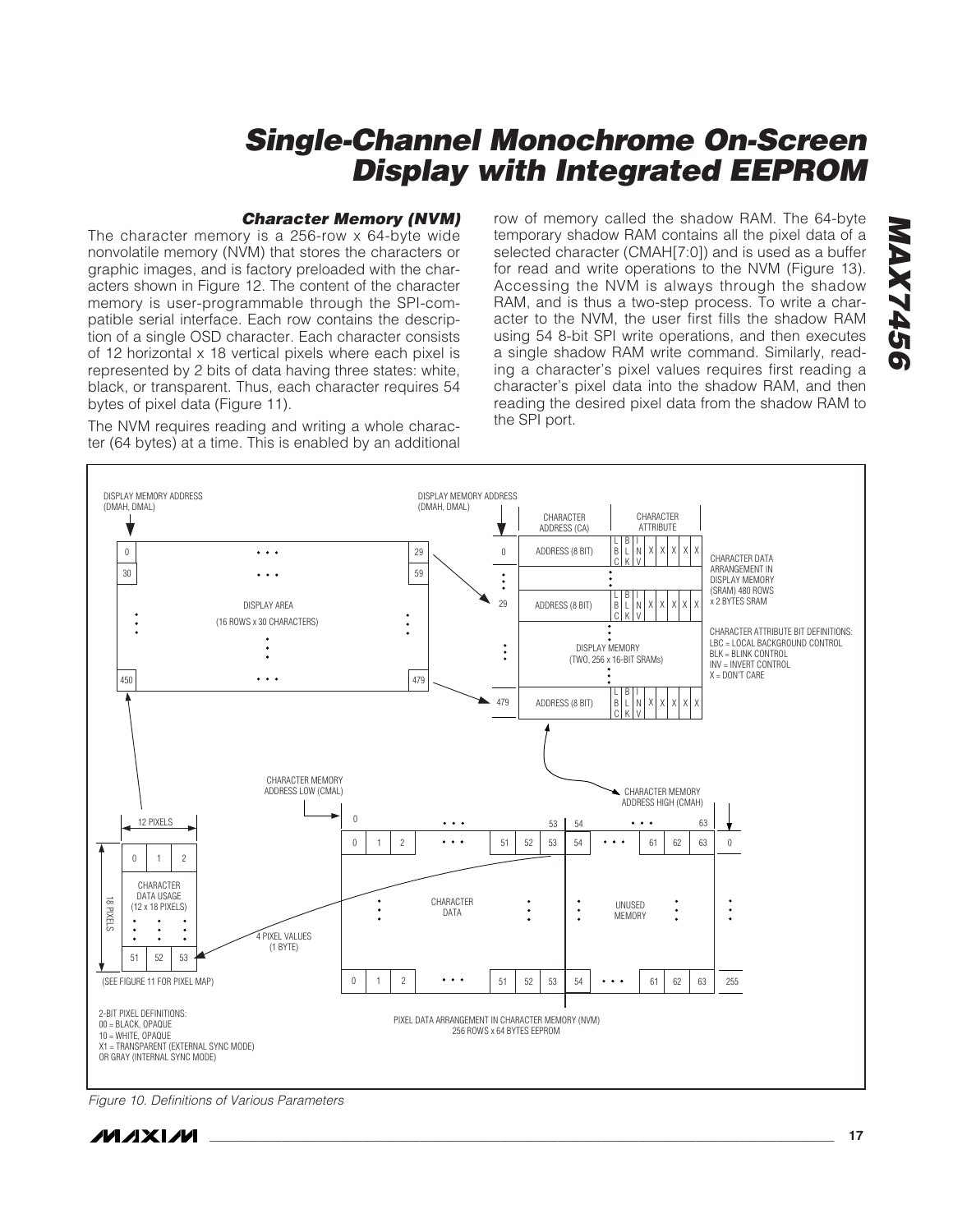### Character Memory (NVM)

The character memory is a 256-row x 64-byte wide nonvolatile memory (NVM) that stores the characters or graphic images, and is factory preloaded with the characters shown in Figure 12. The content of the character memory is user-programmable through the SPI-compatible serial interface. Each row contains the description of a single OSD character. Each character consists of 12 horizontal x 18 vertical pixels where each pixel is represented by 2 bits of data having three states: white, black, or transparent. Thus, each character requires 54 bytes of pixel data (Figure 11).

The NVM requires reading and writing a whole character (64 bytes) at a time. This is enabled by an additional row of memory called the shadow RAM. The 64-byte temporary shadow RAM contains all the pixel data of a selected character (CMAH[7:0]) and is used as a buffer for read and write operations to the NVM (Figure 13). Accessing the NVM is always through the shadow RAM, and is thus a two-step process. To write a character to the NVM, the user first fills the shadow RAM using 54 8-bit SPI write operations, and then executes a single shadow RAM write command. Similarly, reading a character's pixel values requires first reading a character's pixel data into the shadow RAM, and then reading the desired pixel data from the shadow RAM to the SPI port.

Figure 10. Definitions of Various Parameters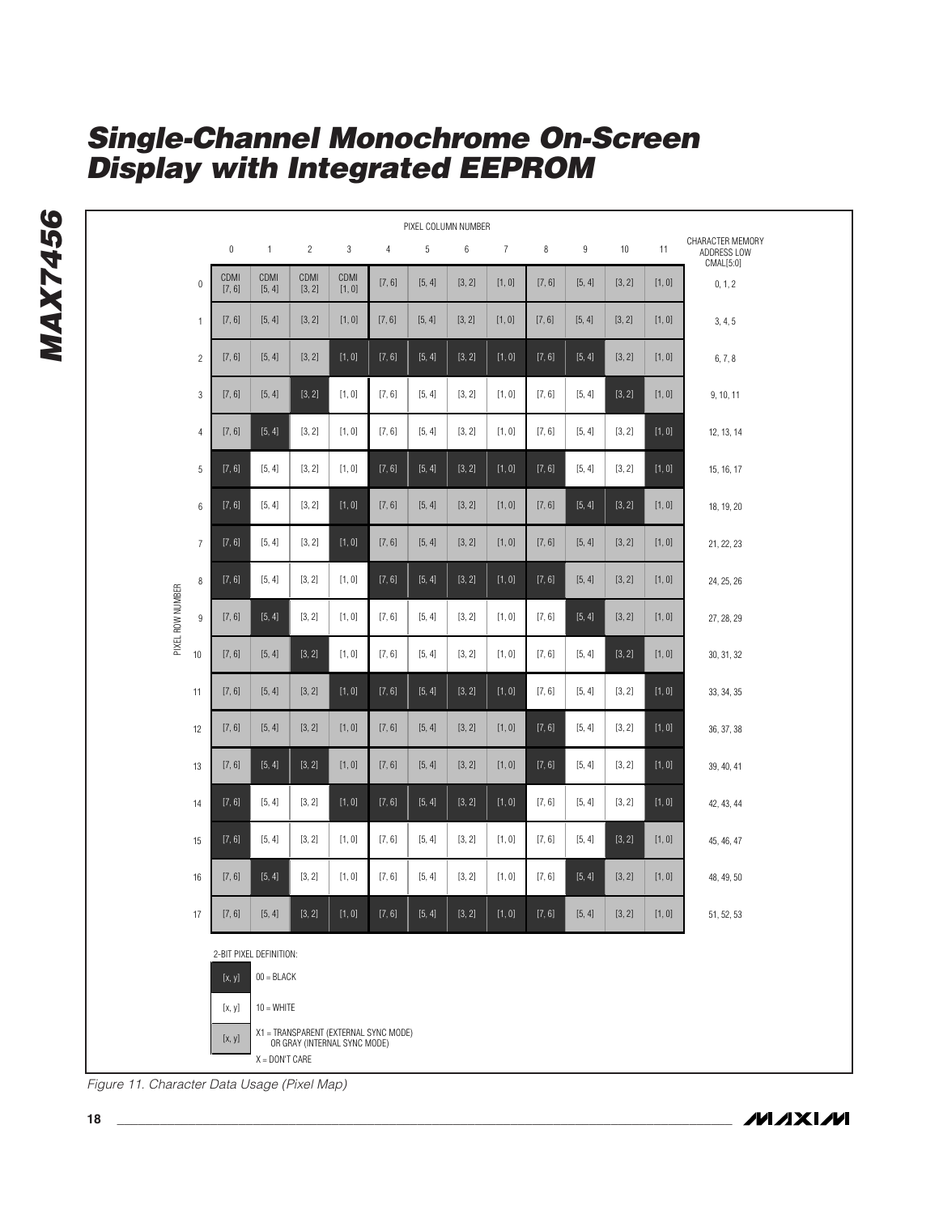| PIXEL ROW NUMBER | 0 | 1 | 2 | 3 | 4 | 5 | 6 | 7 | 8 | 9 | 10 | 11 | CHARACTER MEMORY ADDRESS LOW CMAL[5:0] |
|---|---|---|---|---|---|---|---|---|---|---|---|---|---|
| 0 | CDMI [7, 6] | CDMI [5, 4] | CDMI [3, 2] | CDMI [1, 0] | [7, 6] | [5, 4] | [3, 2] | [1, 0] | [7, 6] | [5, 4] | [3, 2] | [1, 0] | 0, 1, 2 |
| 1 | [7, 6] | [5, 4] | [3, 2] | [1, 0] | [7, 6] | [5, 4] | [3, 2] | [1, 0] | [7, 6] | [5, 4] | [3, 2] | [1, 0] | 3, 4, 5 |
| 2 | [7, 6] | [5, 4] | [3, 2] | [1, 0] | [7, 6] | [5, 4] | [3, 2] | [1, 0] | [7, 6] | [5, 4] | [3, 2] | [1, 0] | 6, 7, 8 |
| 3 | [7, 6] | [5, 4] | [3, 2] | [1, 0] | [7, 6] | [5, 4] | [3, 2] | [1, 0] | [7, 6] | [5, 4] | [3, 2] | [1, 0] | 9, 10, 11 |
| 4 | [7, 6] | [5, 4] | [3, 2] | [1, 0] | [7, 6] | [5, 4] | [3, 2] | [1, 0] | [7, 6] | [5, 4] | [3, 2] | [1, 0] | 12, 13, 14 |
| 5 | [7, 6] | [5, 4] | [3, 2] | [1, 0] | [7, 6] | [5, 4] | [3, 2] | [1, 0] | [7, 6] | [5, 4] | [3, 2] | [1, 0] | 15, 16, 17 |
| 6 | [7, 6] | [5, 4] | [3, 2] | [1, 0] | [7, 6] | [5, 4] | [3, 2] | [1, 0] | [7, 6] | [5, 4] | [3, 2] | [1, 0] | 18, 19, 20 |
| 7 | [7, 6] | [5, 4] | [3, 2] | [1, 0] | [7, 6] | [5, 4] | [3, 2] | [1, 0] | [7, 6] | [5, 4] | [3, 2] | [1, 0] | 21, 22, 23 |
| 8 | [7, 6] | [5, 4] | [3, 2] | [1, 0] | [7, 6] | [5, 4] | [3, 2] | [1, 0] | [7, 6] | [5, 4] | [3, 2] | [1, 0] | 24, 25, 26 |
| 9 | [7, 6] | [5, 4] | [3, 2] | [1, 0] | [7, 6] | [5, 4] | [3, 2] | [1, 0] | [7, 6] | [5, 4] | [3, 2] | [1, 0] | 27, 28, 29 |
| 10 | [7, 6] | [5, 4] | [3, 2] | [1, 0] | [7, 6] | [5, 4] | [3, 2] | [1, 0] | [7, 6] | [5, 4] | [3, 2] | [1, 0] | 30, 31, 32 |
| 11 | [7, 6] | [5, 4] | [3, 2] | [1, 0] | [7, 6] | [5, 4] | [3, 2] | [1, 0] | [7, 6] | [5, 4] | [3, 2] | [1, 0] | 33, 34, 35 |
| 12 | [7, 6] | [5, 4] | [3, 2] | [1, 0] | [7, 6] | [5, 4] | [3, 2] | [1, 0] | [7, 6] | [5, 4] | [3, 2] | [1, 0] | 36, 37, 38 |
| 13 | [7, 6] | [5, 4] | [3, 2] | [1, 0] | [7, 6] | [5, 4] | [3, 2] | [1, 0] | [7, 6] | [5, 4] | [3, 2] | [1, 0] | 39, 40, 41 |
| 14 | [7, 6] | [5, 4] | [3, 2] | [1, 0] | [7, 6] | [5, 4] | [3, 2] | [1, 0] | [7, 6] | [5, 4] | [3, 2] | [1, 0] | 42, 43, 44 |
| 15 | [7, 6] | [5, 4] | [3, 2] | [1, 0] | [7, 6] | [5, 4] | [3, 2] | [1, 0] | [7, 6] | [5, 4] | [3, 2] | [1, 0] | 45, 46, 47 |
| 16 | [7, 6] | [5, 4] | [3, 2] | [1, 0] | [7, 6] | [5, 4] | [3, 2] | [1, 0] | [7, 6] | [5, 4] | [3, 2] | [1, 0] | 48, 49, 50 |
| 17 | [7, 6] | [5, 4] | [3, 2] | [1, 0] | [7, 6] | [5, 4] | [3, 2] | [1, 0] | [7, 6] | [5, 4] | [3, 2] | [1, 0] | 51, 52, 53 |

(Columns 0–11: PIXEL COLUMN NUMBER)

2-BIT PIXEL DEFINITION:

- [x, y] 00 = BLACK
- [x, y] 10 = WHITE
- [x, y] X1 = TRANSPARENT (EXTERNAL SYNC MODE) OR GRAY (INTERNAL SYNC MODE)

X = DON'T CARE

*Figure 11. Character Data Usage (Pixel Map)*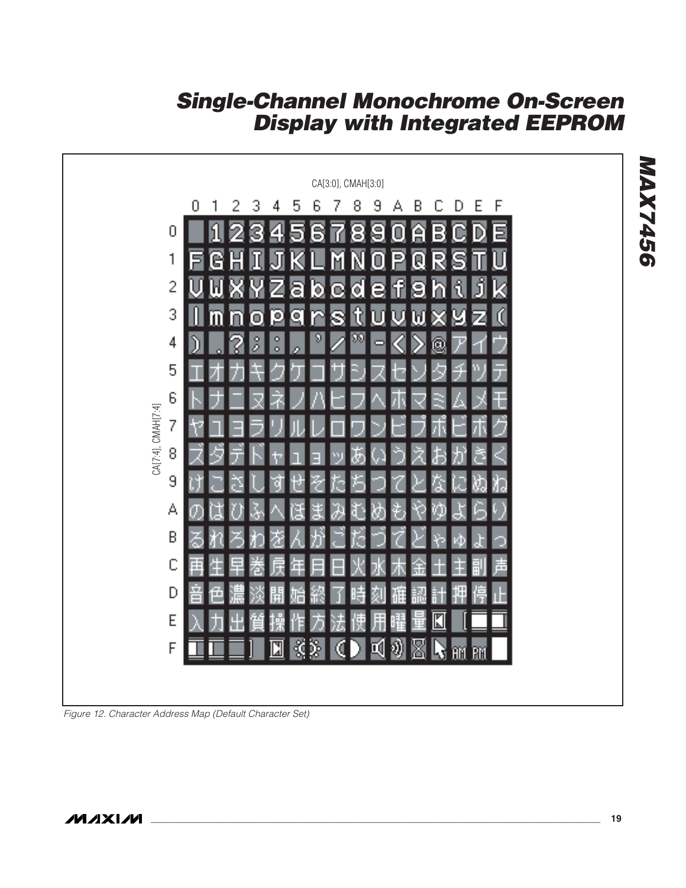| CA[7:4], CMAH[7:4] \ CA[3:0], CMAH[3:0] | 0 | 1 | 2 | 3 | 4 | 5 | 6 | 7 | 8 | 9 | A | B | C | D | E | F |
|---|---|---|---|---|---|---|---|---|---|---|---|---|---|---|---|---|
| 0 | | 1 | 2 | 3 | 4 | 5 | 6 | 7 | 8 | 9 | 0 | A | B | C | D | E |
| 1 | F | G | H | I | J | K | L | M | N | O | P | Q | R | S | T | U |
| 2 | V | W | X | Y | Z | a | b | c | d | e | f | g | h | i | j | k |
| 3 | l | m | n | o | p | q | r | s | t | u | v | w | x | y | z | ( |
| 4 | ) | . | ? | ; | : | , | ' | / | " | - | < | > | @ | ア | イ | ウ |
| 5 | エ | オ | カ | キ | ク | ケ | コ | サ | シ | ス | セ | ソ | タ | チ | ツ | テ |
| 6 | ト | ナ | ニ | ヌ | ネ | ノ | ハ | ヒ | フ | ヘ | ホ | マ | ミ | ム | メ | モ |
| 7 | ヤ | ユ | ヨ | ラ | リ | ル | レ | ロ | ワ | ン | ビ | プ | ポ | ピ | ボ | グ |
| 8 | ズ | ダ | デ | ド | ャ | ュ | ョ | ッ | あ | い | う | え | お | か | き | く |
| 9 | け | こ | さ | し | す | せ | そ | た | ち | つ | て | と | な | に | ぬ | ね |
| A | の | は | ひ | ふ | へ | ほ | ま | み | む | め | も | や | ゆ | よ | ら | り |
| B | る | れ | ろ | わ | を | ん | が | ご | だ | づ | で | ど | ゃ | ゅ | ょ | っ |
| C | 再 | 生 | 早 | 巻 | 戻 | 年 | 月 | 日 | 火 | 水 | 木 | 金 | 土 | 主 | 副 | 声 |
| D | 音 | 色 | 濃 | 淡 | 開 | 始 | 終 | 了 | 時 | 刻 | 確 | 認 | 計 | 押 | 停 | 止 |
| E | 入 | 力 | 出 | 質 | 操 | 作 | 方 | 法 | 使 | 用 | 曜 | 量 | | [ | | |
| F | | | | ] | | | | ( | ) | | | | | AM | PM | |

*Figure 12. Character Address Map (Default Character Set)*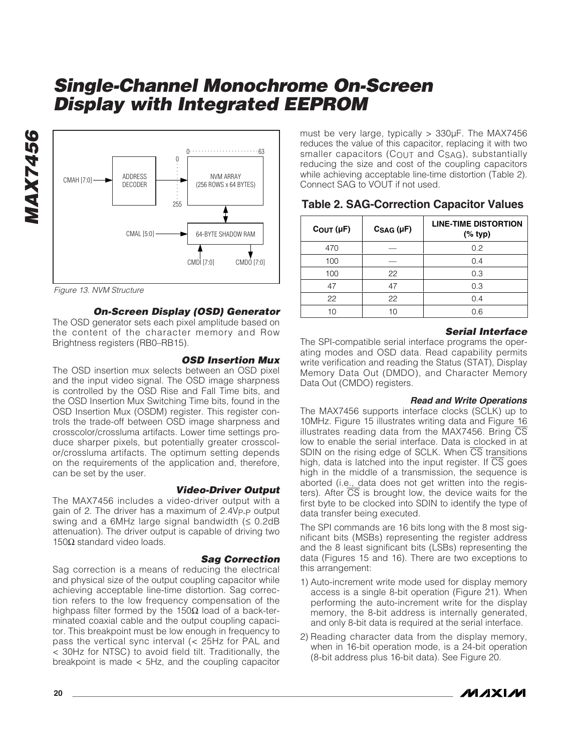Figure 13. NVM Structure

### On-Screen Display (OSD) Generator

The OSD generator sets each pixel amplitude based on the content of the character memory and Row Brightness registers (RB0–RB15).

### OSD Insertion Mux

The OSD insertion mux selects between an OSD pixel and the input video signal. The OSD image sharpness is controlled by the OSD Rise and Fall Time bits, and the OSD Insertion Mux Switching Time bits, found in the OSD Insertion Mux (OSDM) register. This register controls the trade-off between OSD image sharpness and crosscolor/crossluma artifacts. Lower time settings produce sharper pixels, but potentially greater crosscolor/crossluma artifacts. The optimum setting depends on the requirements of the application and, therefore, can be set by the user.

### Video-Driver Output

The MAX7456 includes a video-driver output with a gain of 2. The driver has a maximum of $2.4V_{P-P}$ output swing and a 6MHz large signal bandwidth (≤ 0.2dB attenuation). The driver output is capable of driving two 150Ω standard video loads.

### Sag Correction

Sag correction is a means of reducing the electrical and physical size of the output coupling capacitor while achieving acceptable line-time distortion. Sag correction refers to the low frequency compensation of the highpass filter formed by the 150Ω load of a back-terminated coaxial cable and the output coupling capacitor. This breakpoint must be low enough in frequency to pass the vertical sync interval (< 25Hz for PAL and < 30Hz for NTSC) to avoid field tilt. Traditionally, the breakpoint is made < 5Hz, and the coupling capacitor must be very large, typically > 330µF. The MAX7456 reduces the value of this capacitor, replacing it with two smaller capacitors ($C_{OUT}$ and $C_{SAG}$), substantially reducing the size and cost of the coupling capacitors while achieving acceptable line-time distortion (Table 2). Connect SAG to VOUT if not used.

### Table 2. SAG-Correction Capacitor Values

| $C_{OUT}$ (µF) | $C_{SAG}$ (µF) | LINE-TIME DISTORTION (% typ) |
|---|---|---|
| 470 | — | 0.2 |
| 100 | — | 0.4 |
| 100 | 22 | 0.3 |
| 47 | 47 | 0.3 |
| 22 | 22 | 0.4 |
| 10 | 10 | 0.6 |

### Serial Interface

The SPI-compatible serial interface programs the operating modes and OSD data. Read capability permits write verification and reading the Status (STAT), Display Memory Data Out (DMDO), and Character Memory Data Out (CMDO) registers.

#### Read and Write Operations

The MAX7456 supports interface clocks (SCLK) up to 10MHz. Figure 15 illustrates writing data and Figure 16 illustrates reading data from the MAX7456. Bring $\overline{CS}$ low to enable the serial interface. Data is clocked in at SDIN on the rising edge of SCLK. When $\overline{CS}$ transitions high, data is latched into the input register. If $\overline{CS}$ goes high in the middle of a transmission, the sequence is aborted (i.e., data does not get written into the registers). After $\overline{CS}$ is brought low, the device waits for the first byte to be clocked into SDIN to identify the type of data transfer being executed.

The SPI commands are 16 bits long with the 8 most significant bits (MSBs) representing the register address and the 8 least significant bits (LSBs) representing the data (Figures 15 and 16). There are two exceptions to this arrangement:

1) Auto-increment write mode used for display memory access is a single 8-bit operation (Figure 21). When performing the auto-increment write for the display memory, the 8-bit address is internally generated, and only 8-bit data is required at the serial interface.
2) Reading character data from the display memory, when in 16-bit operation mode, is a 24-bit operation (8-bit address plus 16-bit data). See Figure 20.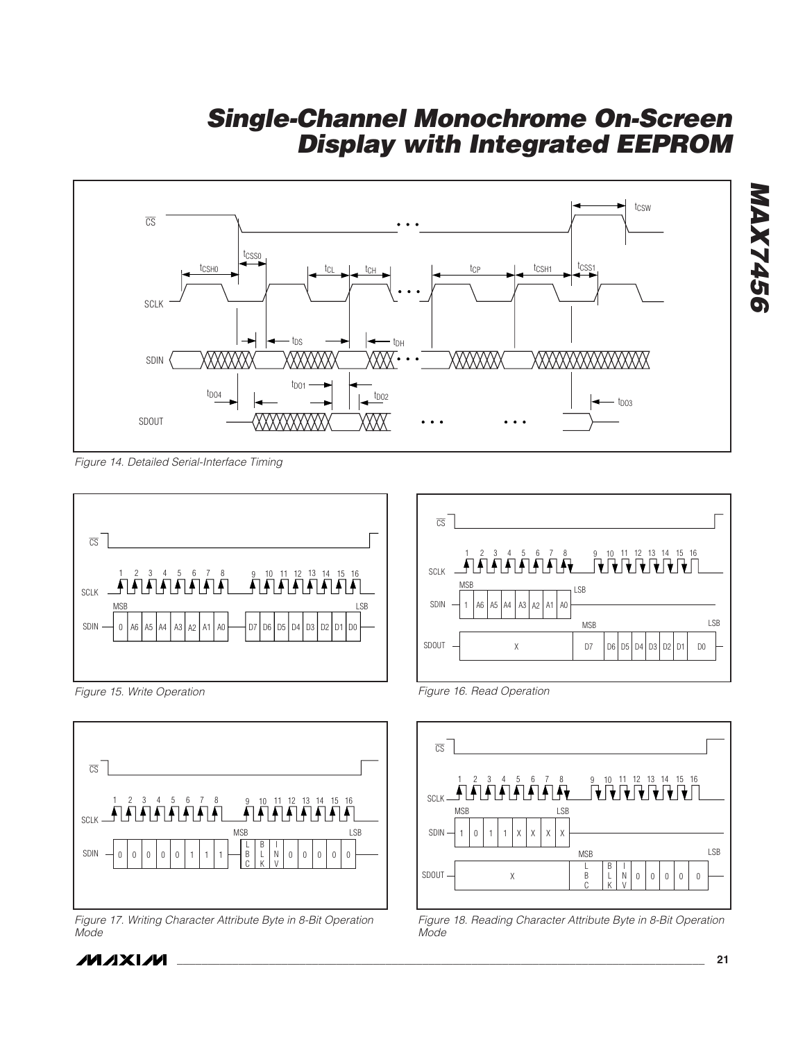Figure 14. Detailed Serial-Interface Timing

Figure 15. Write Operation

Figure 16. Read Operation

Figure 17. Writing Character Attribute Byte in 8-Bit Operation Mode

Figure 18. Reading Character Attribute Byte in 8-Bit Operation Mode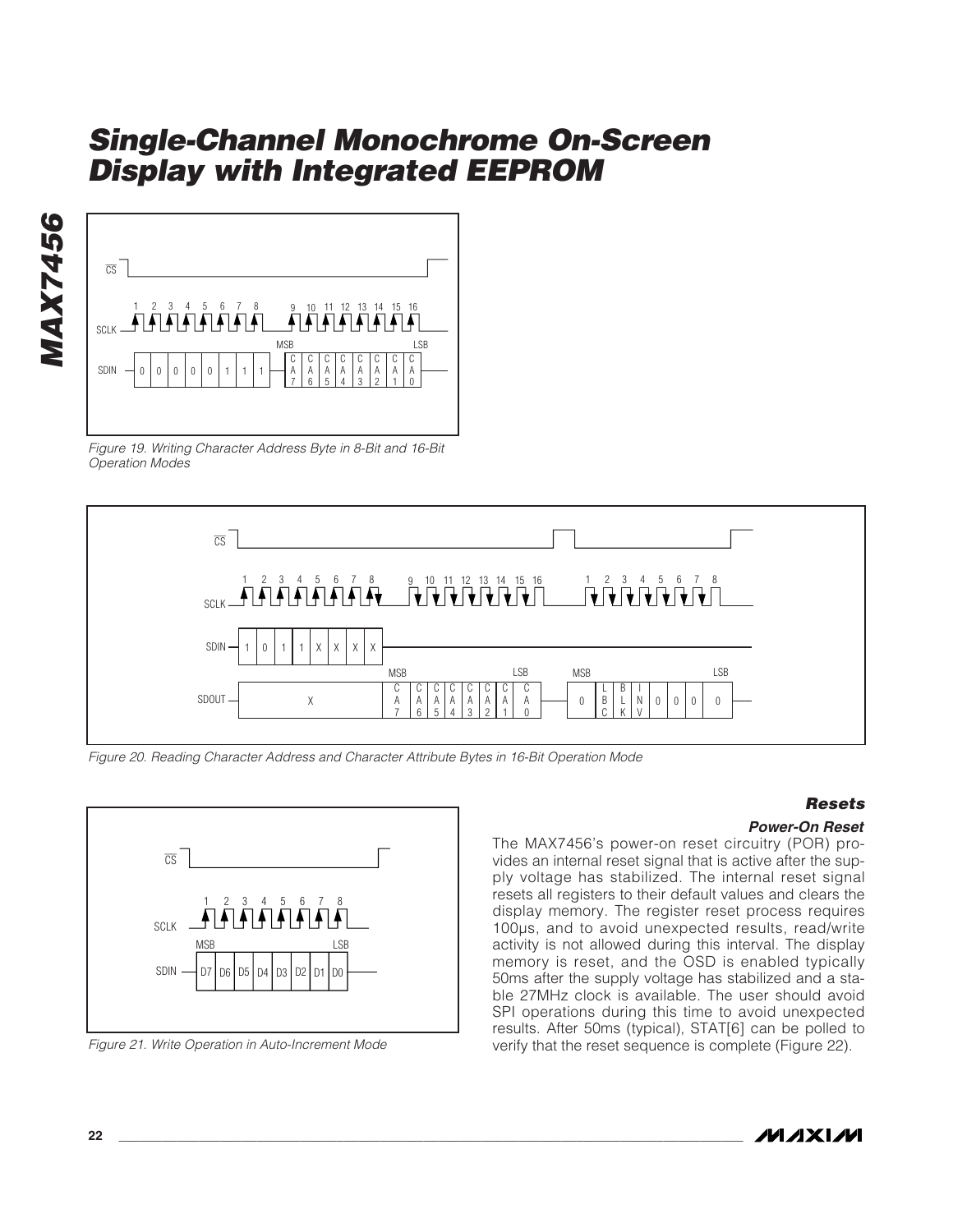Figure 19. Writing Character Address Byte in 8-Bit and 16-Bit Operation Modes

Figure 20. Reading Character Address and Character Attribute Bytes in 16-Bit Operation Mode

Figure 21. Write Operation in Auto-Increment Mode

## Resets

### Power-On Reset

The MAX7456's power-on reset circuitry (POR) provides an internal reset signal that is active after the supply voltage has stabilized. The internal reset signal resets all registers to their default values and clears the display memory. The register reset process requires 100µs, and to avoid unexpected results, read/write activity is not allowed during this interval. The display memory is reset, and the OSD is enabled typically 50ms after the supply voltage has stabilized and a stable 27MHz clock is available. The user should avoid SPI operations during this time to avoid unexpected results. After 50ms (typical), STAT[6] can be polled to verify that the reset sequence is complete (Figure 22).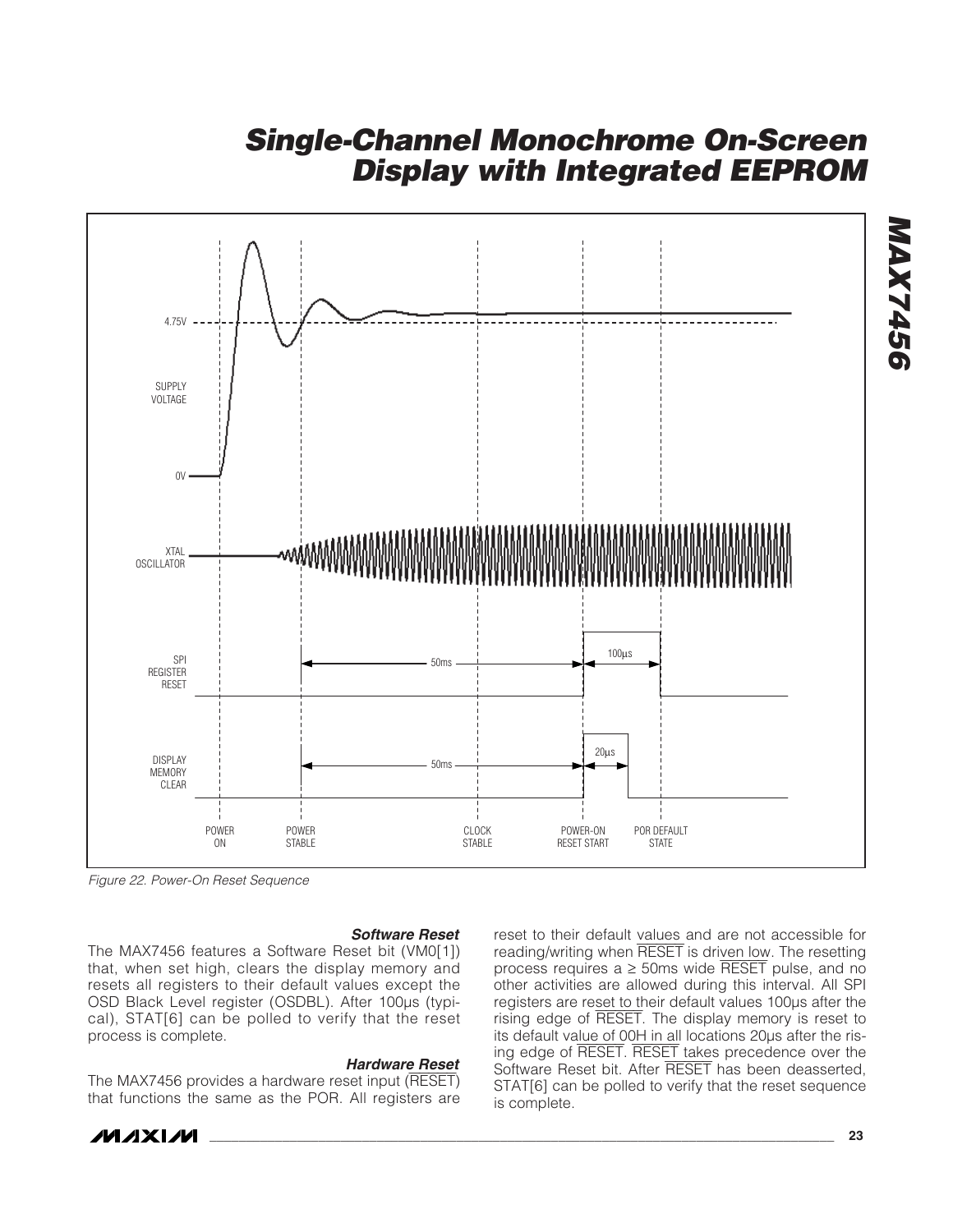Figure 22. Power-On Reset Sequence

### Software Reset

The MAX7456 features a Software Reset bit (VM0[1]) that, when set high, clears the display memory and resets all registers to their default values except the OSD Black Level register (OSDBL). After 100µs (typical), STAT[6] can be polled to verify that the reset process is complete.

### Hardware Reset

The MAX7456 provides a hardware reset input ($\overline{RESET}$) that functions the same as the POR. All registers are reset to their default values and are not accessible for reading/writing when $\overline{RESET}$ is driven low. The resetting process requires a ≥ 50ms wide $\overline{RESET}$ pulse, and no other activities are allowed during this interval. All SPI registers are reset to their default values 100µs after the rising edge of $\overline{RESET}$. The display memory is reset to its default value of 00H in all locations 20µs after the rising edge of $\overline{RESET}$. $\overline{RESET}$ takes precedence over the Software Reset bit. After $\overline{RESET}$ has been deasserted, STAT[6] can be polled to verify that the reset sequence is complete.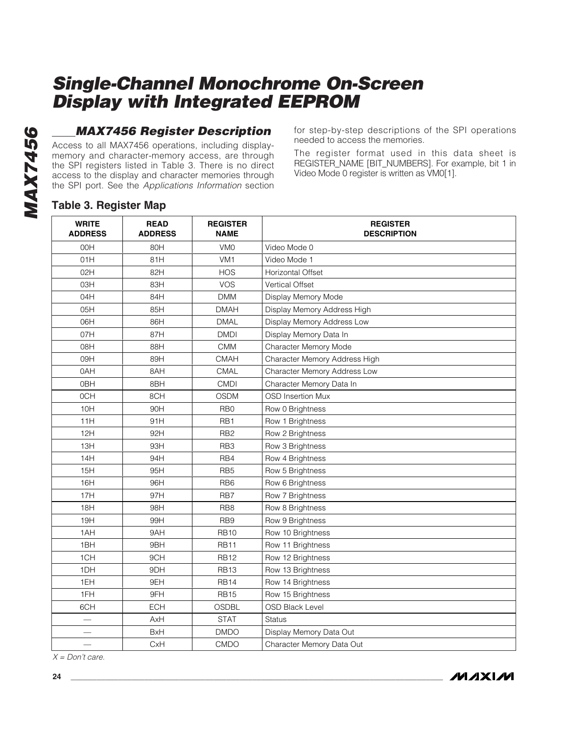## MAX7456 Register Description

Access to all MAX7456 operations, including display-memory and character-memory access, are through the SPI registers listed in Table 3. There is no direct access to the display and character memories through the SPI port. See the *Applications Information* section for step-by-step descriptions of the SPI operations needed to access the memories.

The register format used in this data sheet is REGISTER_NAME [BIT_NUMBERS]. For example, bit 1 in Video Mode 0 register is written as VM0[1].

### Table 3. Register Map

| WRITE ADDRESS | READ ADDRESS | REGISTER NAME | REGISTER DESCRIPTION |
|---|---|---|---|
| 00H | 80H | VM0 | Video Mode 0 |
| 01H | 81H | VM1 | Video Mode 1 |
| 02H | 82H | HOS | Horizontal Offset |
| 03H | 83H | VOS | Vertical Offset |
| 04H | 84H | DMM | Display Memory Mode |
| 05H | 85H | DMAH | Display Memory Address High |
| 06H | 86H | DMAL | Display Memory Address Low |
| 07H | 87H | DMDI | Display Memory Data In |
| 08H | 88H | CMM | Character Memory Mode |
| 09H | 89H | CMAH | Character Memory Address High |
| 0AH | 8AH | CMAL | Character Memory Address Low |
| 0BH | 8BH | CMDI | Character Memory Data In |
| 0CH | 8CH | OSDM | OSD Insertion Mux |
| 10H | 90H | RB0 | Row 0 Brightness |
| 11H | 91H | RB1 | Row 1 Brightness |
| 12H | 92H | RB2 | Row 2 Brightness |
| 13H | 93H | RB3 | Row 3 Brightness |
| 14H | 94H | RB4 | Row 4 Brightness |
| 15H | 95H | RB5 | Row 5 Brightness |
| 16H | 96H | RB6 | Row 6 Brightness |
| 17H | 97H | RB7 | Row 7 Brightness |
| 18H | 98H | RB8 | Row 8 Brightness |
| 19H | 99H | RB9 | Row 9 Brightness |
| 1AH | 9AH | RB10 | Row 10 Brightness |
| 1BH | 9BH | RB11 | Row 11 Brightness |
| 1CH | 9CH | RB12 | Row 12 Brightness |
| 1DH | 9DH | RB13 | Row 13 Brightness |
| 1EH | 9EH | RB14 | Row 14 Brightness |
| 1FH | 9FH | RB15 | Row 15 Brightness |
| 6CH | ECH | OSDBL | OSD Black Level |
| — | AxH | STAT | Status |
| — | BxH | DMDO | Display Memory Data Out |
| — | CxH | CMDO | Character Memory Data Out |

*X = Don't care.*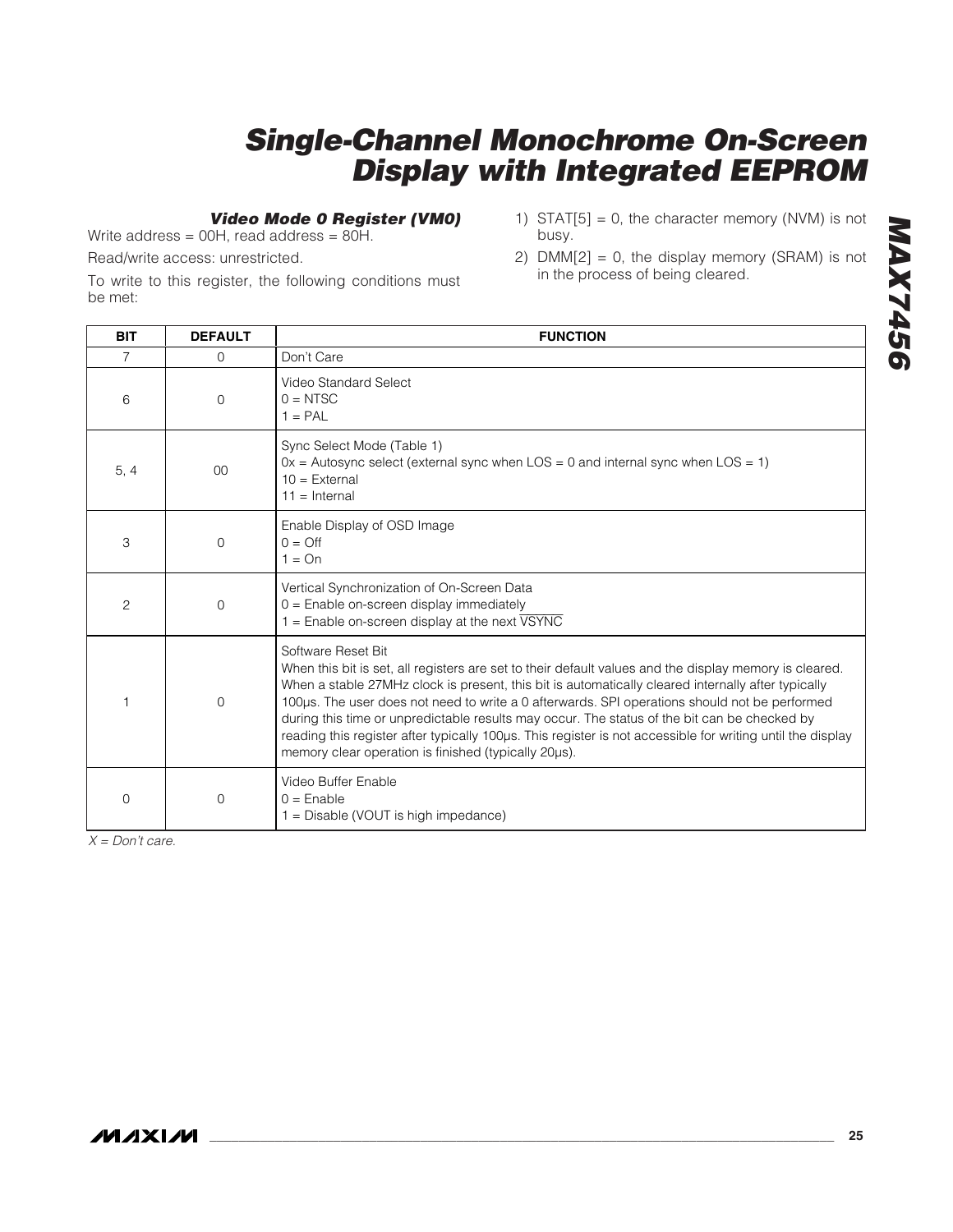### Video Mode 0 Register (VM0)

Write address = 00H, read address = 80H.

Read/write access: unrestricted.

To write to this register, the following conditions must be met:

1) STAT[5] = 0, the character memory (NVM) is not busy.
2) DMM[2] = 0, the display memory (SRAM) is not in the process of being cleared.

| BIT | DEFAULT | FUNCTION |
|---|---|---|
| 7 | 0 | Don't Care |
| 6 | 0 | Video Standard Select<br>0 = NTSC<br>1 = PAL |
| 5, 4 | 00 | Sync Select Mode (Table 1)<br>0x = Autosync select (external sync when LOS = 0 and internal sync when LOS = 1)<br>10 = External<br>11 = Internal |
| 3 | 0 | Enable Display of OSD Image<br>0 = Off<br>1 = On |
| 2 | 0 | Vertical Synchronization of On-Screen Data<br>0 = Enable on-screen display immediately<br>1 = Enable on-screen display at the next $\overline{\text{VSYNC}}$ |
| 1 | 0 | Software Reset Bit<br>When this bit is set, all registers are set to their default values and the display memory is cleared. When a stable 27MHz clock is present, this bit is automatically cleared internally after typically 100µs. The user does not need to write a 0 afterwards. SPI operations should not be performed during this time or unpredictable results may occur. The status of the bit can be checked by reading this register after typically 100µs. This register is not accessible for writing until the display memory clear operation is finished (typically 20µs). |
| 0 | 0 | Video Buffer Enable<br>0 = Enable<br>1 = Disable (VOUT is high impedance) |

*X = Don't care.*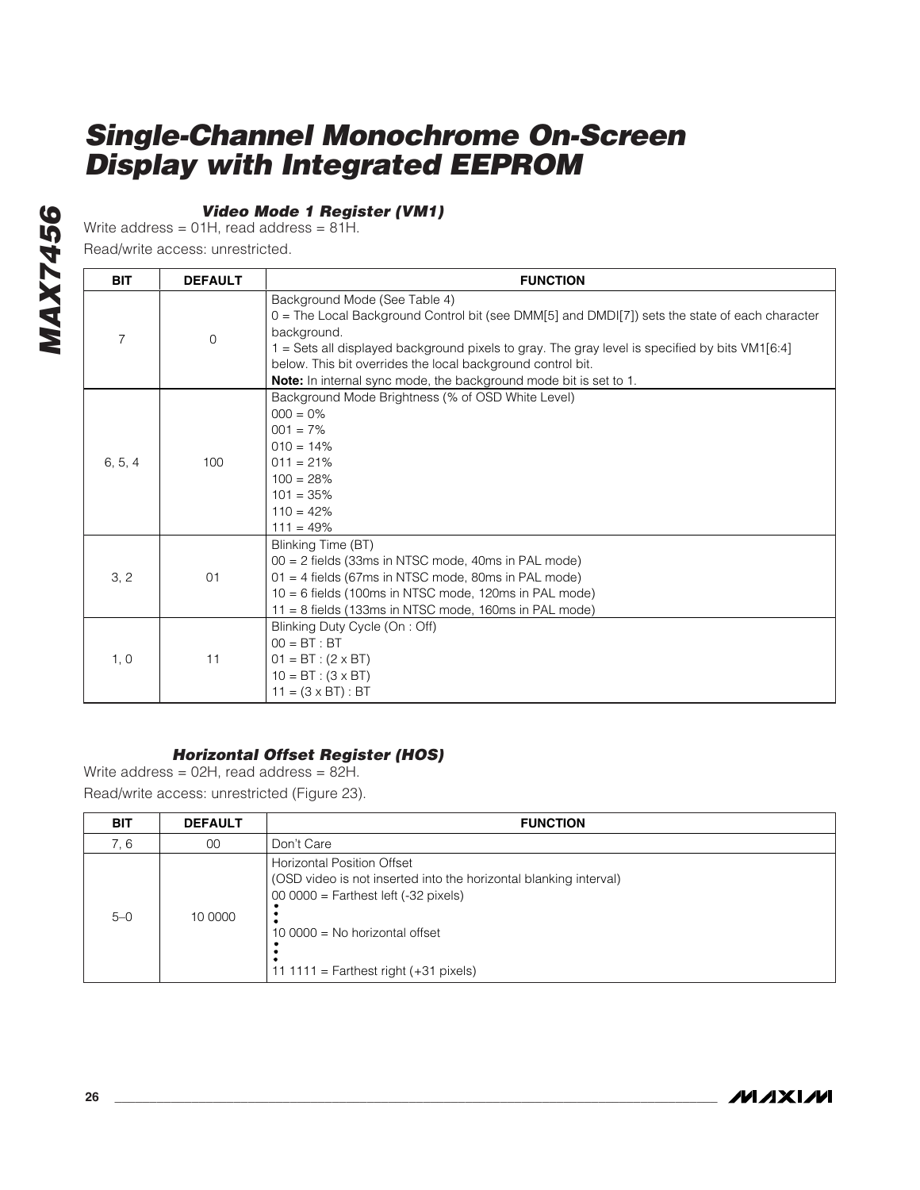### Video Mode 1 Register (VM1)

Write address = 01H, read address = 81H.

Read/write access: unrestricted.

| BIT | DEFAULT | FUNCTION |
|---|---|---|
| 7 | 0 | Background Mode (See Table 4)<br>0 = The Local Background Control bit (see DMM[5] and DMDI[7]) sets the state of each character background.<br>1 = Sets all displayed background pixels to gray. The gray level is specified by bits VM1[6:4] below. This bit overrides the local background control bit.<br>**Note:** In internal sync mode, the background mode bit is set to 1. |
| 6, 5, 4 | 100 | Background Mode Brightness (% of OSD White Level)<br>000 = 0%<br>001 = 7%<br>010 = 14%<br>011 = 21%<br>100 = 28%<br>101 = 35%<br>110 = 42%<br>111 = 49% |
| 3, 2 | 01 | Blinking Time (BT)<br>00 = 2 fields (33ms in NTSC mode, 40ms in PAL mode)<br>01 = 4 fields (67ms in NTSC mode, 80ms in PAL mode)<br>10 = 6 fields (100ms in NTSC mode, 120ms in PAL mode)<br>11 = 8 fields (133ms in NTSC mode, 160ms in PAL mode) |
| 1, 0 | 11 | Blinking Duty Cycle (On : Off)<br>00 = BT : BT<br>01 = BT : (2 x BT)<br>10 = BT : (3 x BT)<br>11 = (3 x BT) : BT |

### Horizontal Offset Register (HOS)

Write address = 02H, read address = 82H.

Read/write access: unrestricted (Figure 23).

| BIT | DEFAULT | FUNCTION |
|---|---|---|
| 7, 6 | 00 | Don't Care |
| 5–0 | 10 0000 | Horizontal Position Offset<br>(OSD video is not inserted into the horizontal blanking interval)<br>00 0000 = Farthest left (-32 pixels)<br>⋮<br>10 0000 = No horizontal offset<br>⋮<br>11 1111 = Farthest right (+31 pixels) |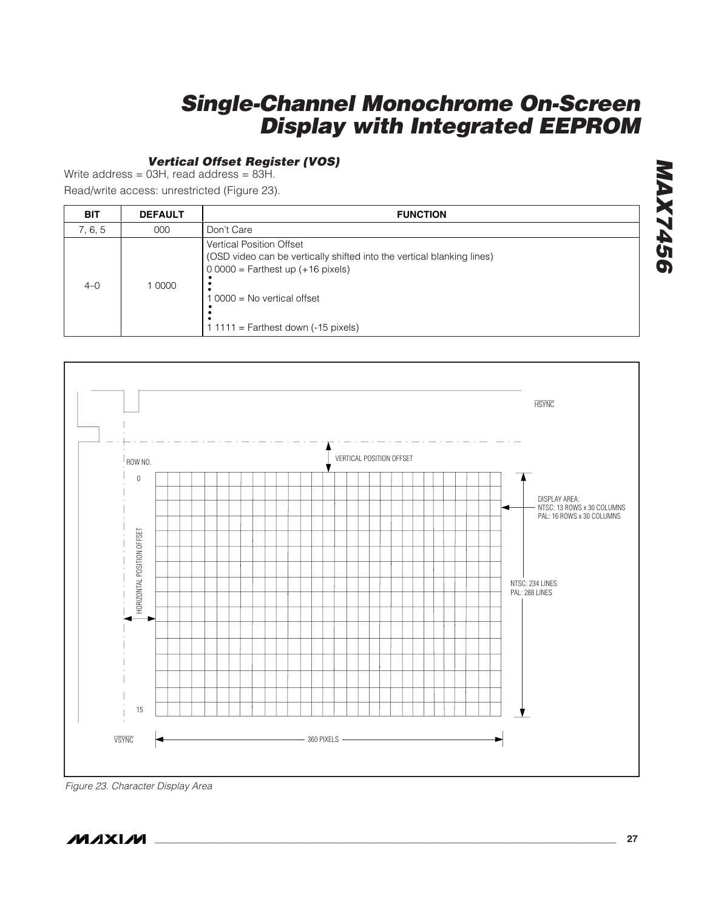### Vertical Offset Register (VOS)

Write address = 03H, read address = 83H.

Read/write access: unrestricted (Figure 23).

| BIT | DEFAULT | FUNCTION |
|---|---|---|
| 7, 6, 5 | 000 | Don't Care |
| 4–0 | 1 0000 | Vertical Position Offset<br>(OSD video can be vertically shifted into the vertical blanking lines)<br>0 0000 = Farthest up (+16 pixels)<br>⋮<br>1 0000 = No vertical offset<br>⋮<br>1 1111 = Farthest down (-15 pixels) |

HSYNC

VERTICAL POSITION OFFSET

ROW NO.

0

15

HORIZONTAL POSITION OFFSET

DISPLAY AREA:
NTSC: 13 ROWS x 30 COLUMNS
PAL: 16 ROWS x 30 COLUMNS

NTSC: 234 LINES
PAL: 288 LINES

VSYNC

360 PIXELS

*Figure 23. Character Display Area*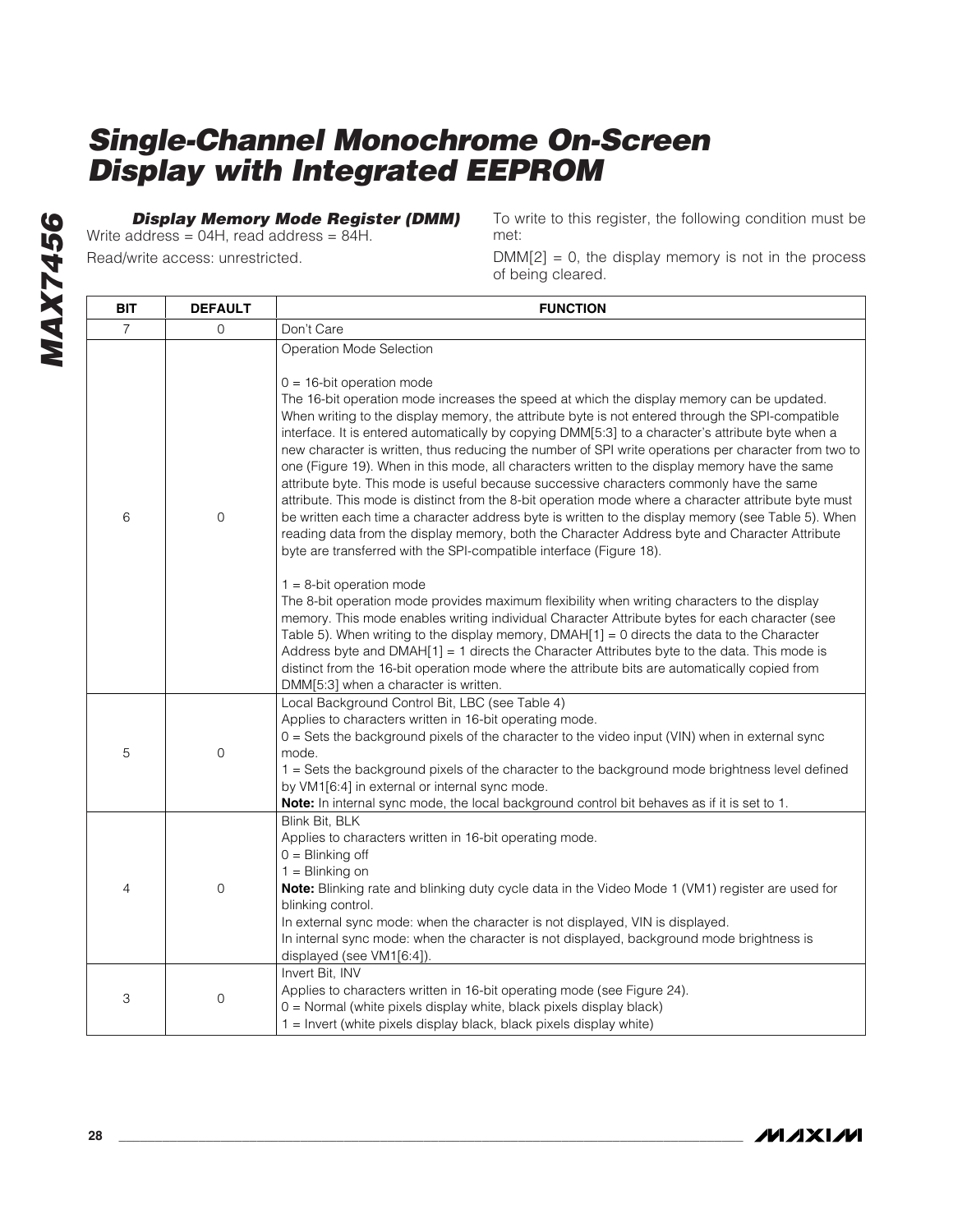### Display Memory Mode Register (DMM)

Write address = 04H, read address = 84H.

Read/write access: unrestricted.

To write to this register, the following condition must be met:

DMM[2] = 0, the display memory is not in the process of being cleared.

| BIT | DEFAULT | FUNCTION |
|---|---|---|
| 7 | 0 | Don't Care |
| 6 | 0 | Operation Mode Selection<br><br>0 = 16-bit operation mode<br>The 16-bit operation mode increases the speed at which the display memory can be updated. When writing to the display memory, the attribute byte is not entered through the SPI-compatible interface. It is entered automatically by copying DMM[5:3] to a character's attribute byte when a new character is written, thus reducing the number of SPI write operations per character from two to one (Figure 19). When in this mode, all characters written to the display memory have the same attribute byte. This mode is useful because successive characters commonly have the same attribute. This mode is distinct from the 8-bit operation mode where a character attribute byte must be written each time a character address byte is written to the display memory (see Table 5). When reading data from the display memory, both the Character Address byte and Character Attribute byte are transferred with the SPI-compatible interface (Figure 18).<br><br>1 = 8-bit operation mode<br>The 8-bit operation mode provides maximum flexibility when writing characters to the display memory. This mode enables writing individual Character Attribute bytes for each character (see Table 5). When writing to the display memory, DMAH[1] = 0 directs the data to the Character Address byte and DMAH[1] = 1 directs the Character Attributes byte to the data. This mode is distinct from the 16-bit operation mode where the attribute bits are automatically copied from DMM[5:3] when a character is written. |
| 5 | 0 | Local Background Control Bit, LBC (see Table 4)<br>Applies to characters written in 16-bit operating mode.<br>0 = Sets the background pixels of the character to the video input (VIN) when in external sync mode.<br>1 = Sets the background pixels of the character to the background mode brightness level defined by VM1[6:4] in external or internal sync mode.<br>**Note:** In internal sync mode, the local background control bit behaves as if it is set to 1. |
| 4 | 0 | Blink Bit, BLK<br>Applies to characters written in 16-bit operating mode.<br>0 = Blinking off<br>1 = Blinking on<br>**Note:** Blinking rate and blinking duty cycle data in the Video Mode 1 (VM1) register are used for blinking control.<br>In external sync mode: when the character is not displayed, VIN is displayed.<br>In internal sync mode: when the character is not displayed, background mode brightness is displayed (see VM1[6:4]). |
| 3 | 0 | Invert Bit, INV<br>Applies to characters written in 16-bit operating mode (see Figure 24).<br>0 = Normal (white pixels display white, black pixels display black)<br>1 = Invert (white pixels display black, black pixels display white) |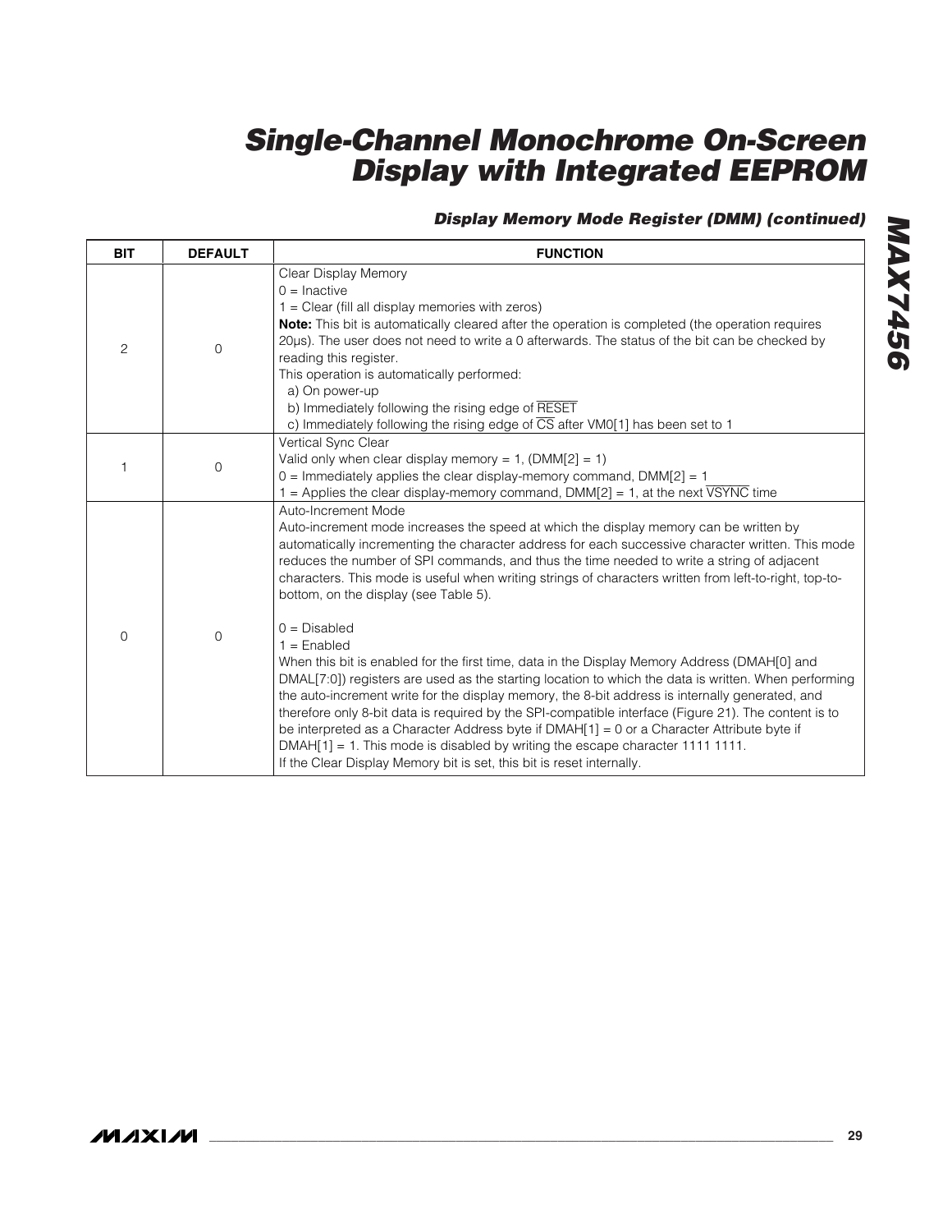### Display Memory Mode Register (DMM) (continued)

| BIT | DEFAULT | FUNCTION |
|---|---|---|
| 2 | 0 | Clear Display Memory<br>0 = Inactive<br>1 = Clear (fill all display memories with zeros)<br>**Note:** This bit is automatically cleared after the operation is completed (the operation requires 20µs). The user does not need to write a 0 afterwards. The status of the bit can be checked by reading this register.<br>This operation is automatically performed:<br>a) On power-up<br>b) Immediately following the rising edge of $\overline{RESET}$<br>c) Immediately following the rising edge of $\overline{CS}$ after VM0[1] has been set to 1 |
| 1 | 0 | Vertical Sync Clear<br>Valid only when clear display memory = 1, (DMM[2] = 1)<br>0 = Immediately applies the clear display-memory command, DMM[2] = 1<br>1 = Applies the clear display-memory command, DMM[2] = 1, at the next $\overline{VSYNC}$ time |
| 0 | 0 | Auto-Increment Mode<br>Auto-increment mode increases the speed at which the display memory can be written by automatically incrementing the character address for each successive character written. This mode reduces the number of SPI commands, and thus the time needed to write a string of adjacent characters. This mode is useful when writing strings of characters written from left-to-right, top-to-bottom, on the display (see Table 5).<br><br>0 = Disabled<br>1 = Enabled<br>When this bit is enabled for the first time, data in the Display Memory Address (DMAH[0] and DMAL[7:0]) registers are used as the starting location to which the data is written. When performing the auto-increment write for the display memory, the 8-bit address is internally generated, and therefore only 8-bit data is required by the SPI-compatible interface (Figure 21). The content is to be interpreted as a Character Address byte if DMAH[1] = 0 or a Character Attribute byte if DMAH[1] = 1. This mode is disabled by writing the escape character 1111 1111.<br>If the Clear Display Memory bit is set, this bit is reset internally. |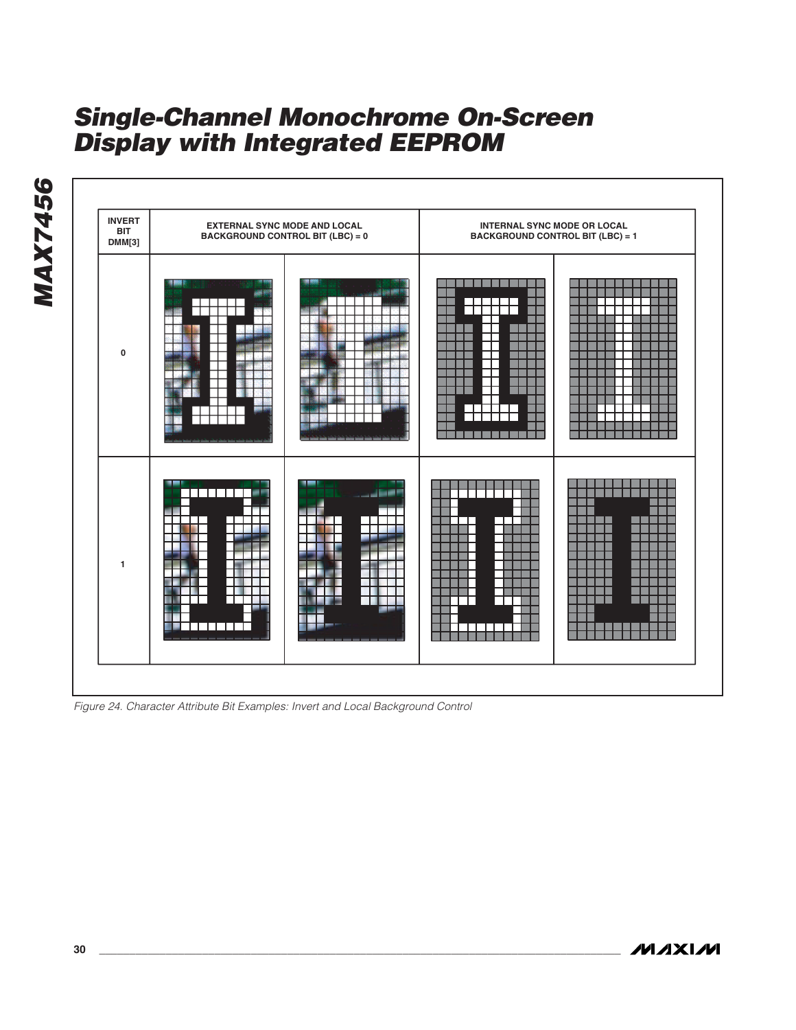| INVERT BIT DMM[3] | EXTERNAL SYNC MODE AND LOCAL BACKGROUND CONTROL BIT (LBC) = 0 | | INTERNAL SYNC MODE OR LOCAL BACKGROUND CONTROL BIT (LBC) = 1 | |
|---|---|---|---|---|
| 0 | | | | |
| 1 | | | | |

*Figure 24. Character Attribute Bit Examples: Invert and Local Background Control*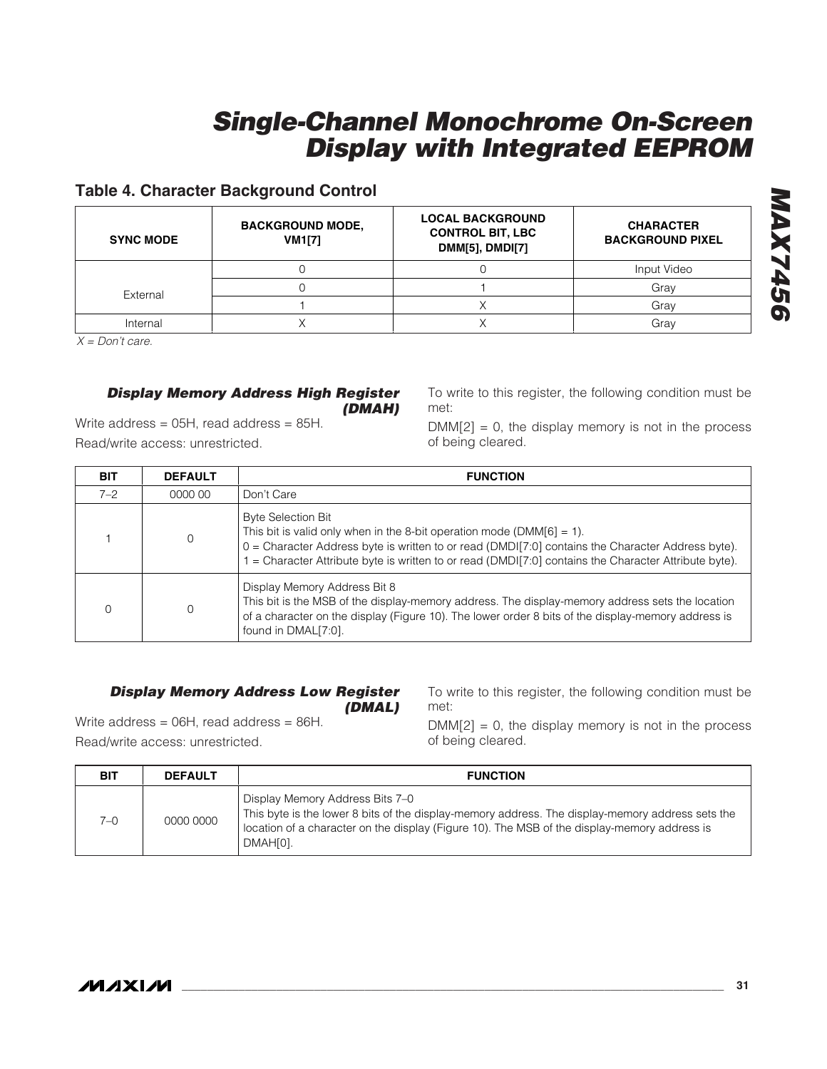### Table 4. Character Background Control

| SYNC MODE | BACKGROUND MODE, VM1[7] | LOCAL BACKGROUND CONTROL BIT, LBC DMM[5], DMDI[7] | CHARACTER BACKGROUND PIXEL |
|---|---|---|---|
| External | 0 | 0 | Input Video |
| | 0 | 1 | Gray |
| | 1 | X | Gray |
| Internal | X | X | Gray |

*X = Don't care.*

### *Display Memory Address High Register (DMAH)*

Write address = 05H, read address = 85H.

Read/write access: unrestricted.

To write to this register, the following condition must be met:

DMM[2] = 0, the display memory is not in the process of being cleared.

| BIT | DEFAULT | FUNCTION |
|---|---|---|
| 7–2 | 0000 00 | Don't Care |
| 1 | 0 | Byte Selection Bit<br>This bit is valid only when in the 8-bit operation mode (DMM[6] = 1).<br>0 = Character Address byte is written to or read (DMDI[7:0] contains the Character Address byte).<br>1 = Character Attribute byte is written to or read (DMDI[7:0] contains the Character Attribute byte). |
| 0 | 0 | Display Memory Address Bit 8<br>This bit is the MSB of the display-memory address. The display-memory address sets the location of a character on the display (Figure 10). The lower order 8 bits of the display-memory address is found in DMAL[7:0]. |

### *Display Memory Address Low Register (DMAL)*

Write address = 06H, read address = 86H.

Read/write access: unrestricted.

To write to this register, the following condition must be met:

DMM[2] = 0, the display memory is not in the process of being cleared.

| BIT | DEFAULT | FUNCTION |
|---|---|---|
| 7–0 | 0000 0000 | Display Memory Address Bits 7–0<br>This byte is the lower 8 bits of the display-memory address. The display-memory address sets the location of a character on the display (Figure 10). The MSB of the display-memory address is DMAH[0]. |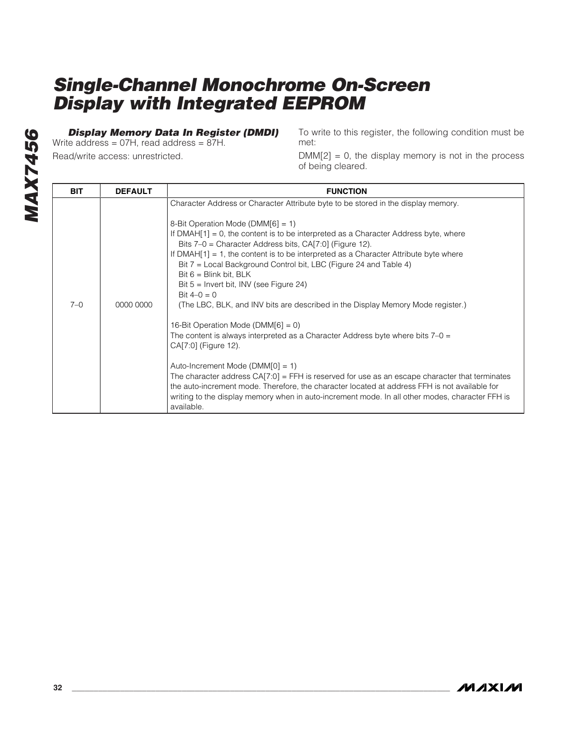### Display Memory Data In Register (DMDI)

Write address = 07H, read address = 87H.

Read/write access: unrestricted.

To write to this register, the following condition must be met:

DMM[2] = 0, the display memory is not in the process of being cleared.

| BIT | DEFAULT | FUNCTION |
|---|---|---|
| 7–0 | 0000 0000 | Character Address or Character Attribute byte to be stored in the display memory.<br><br>8-Bit Operation Mode (DMM[6] = 1)<br>If DMAH[1] = 0, the content is to be interpreted as a Character Address byte, where<br>Bits 7–0 = Character Address bits, CA[7:0] (Figure 12).<br>If DMAH[1] = 1, the content is to be interpreted as a Character Attribute byte where<br>Bit 7 = Local Background Control bit, LBC (Figure 24 and Table 4)<br>Bit 6 = Blink bit, BLK<br>Bit 5 = Invert bit, INV (see Figure 24)<br>Bit 4–0 = 0<br>(The LBC, BLK, and INV bits are described in the Display Memory Mode register.)<br><br>16-Bit Operation Mode (DMM[6] = 0)<br>The content is always interpreted as a Character Address byte where bits 7–0 = CA[7:0] (Figure 12).<br><br>Auto-Increment Mode (DMM[0] = 1)<br>The character address CA[7:0] = FFH is reserved for use as an escape character that terminates the auto-increment mode. Therefore, the character located at address FFH is not available for writing to the display memory when in auto-increment mode. In all other modes, character FFH is available. |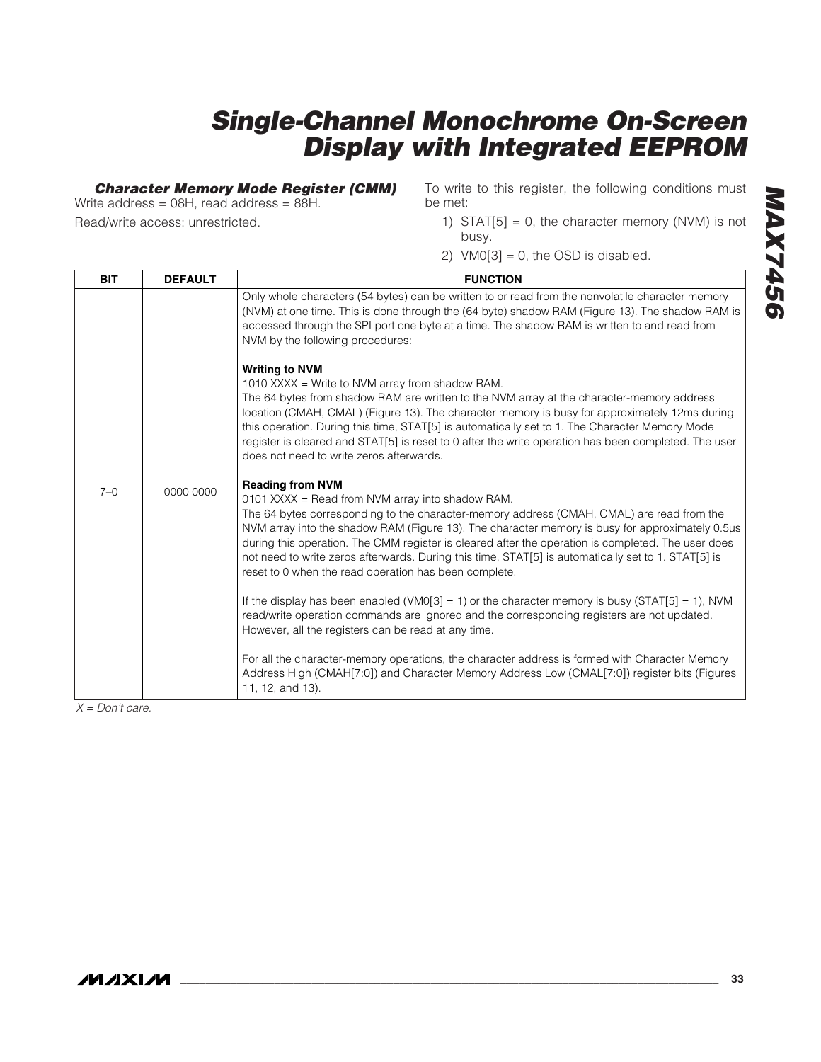### Character Memory Mode Register (CMM)

Write address = 08H, read address = 88H.

Read/write access: unrestricted.

To write to this register, the following conditions must be met:

1) STAT[5] = 0, the character memory (NVM) is not busy.
2) VM0[3] = 0, the OSD is disabled.

| BIT | DEFAULT | FUNCTION |
|---|---|---|
| 7–0 | 0000 0000 | Only whole characters (54 bytes) can be written to or read from the nonvolatile character memory (NVM) at one time. This is done through the (64 byte) shadow RAM (Figure 13). The shadow RAM is accessed through the SPI port one byte at a time. The shadow RAM is written to and read from NVM by the following procedures:<br><br>**Writing to NVM**<br>1010 XXXX = Write to NVM array from shadow RAM.<br>The 64 bytes from shadow RAM are written to the NVM array at the character-memory address location (CMAH, CMAL) (Figure 13). The character memory is busy for approximately 12ms during this operation. During this time, STAT[5] is automatically set to 1. The Character Memory Mode register is cleared and STAT[5] is reset to 0 after the write operation has been completed. The user does not need to write zeros afterwards.<br><br>**Reading from NVM**<br>0101 XXXX = Read from NVM array into shadow RAM.<br>The 64 bytes corresponding to the character-memory address (CMAH, CMAL) are read from the NVM array into the shadow RAM (Figure 13). The character memory is busy for approximately 0.5µs during this operation. The CMM register is cleared after the operation is completed. The user does not need to write zeros afterwards. During this time, STAT[5] is automatically set to 1. STAT[5] is reset to 0 when the read operation has been complete.<br><br>If the display has been enabled (VM0[3] = 1) or the character memory is busy (STAT[5] = 1), NVM read/write operation commands are ignored and the corresponding registers are not updated. However, all the registers can be read at any time.<br><br>For all the character-memory operations, the character address is formed with Character Memory Address High (CMAH[7:0]) and Character Memory Address Low (CMAL[7:0]) register bits (Figures 11, 12, and 13). |

*X = Don't care.*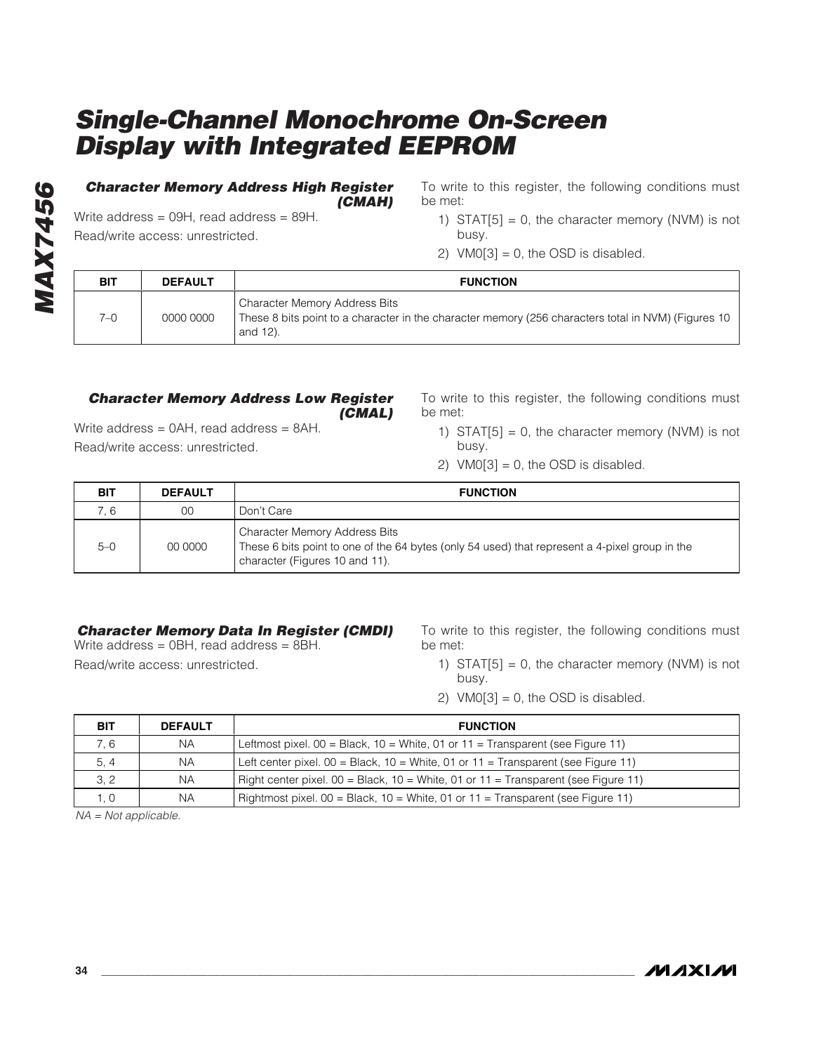### Character Memory Address High Register (CMAH)

Write address = 09H, read address = 89H.

Read/write access: unrestricted.

To write to this register, the following conditions must be met:

1) STAT[5] = 0, the character memory (NVM) is not busy.
2) VM0[3] = 0, the OSD is disabled.

| BIT | DEFAULT | FUNCTION |
|---|---|---|
| 7–0 | 0000 0000 | Character Memory Address Bits<br>These 8 bits point to a character in the character memory (256 characters total in NVM) (Figures 10 and 12). |

### Character Memory Address Low Register (CMAL)

Write address = 0AH, read address = 8AH.

Read/write access: unrestricted.

To write to this register, the following conditions must be met:

1) STAT[5] = 0, the character memory (NVM) is not busy.
2) VM0[3] = 0, the OSD is disabled.

| BIT | DEFAULT | FUNCTION |
|---|---|---|
| 7, 6 | 00 | Don't Care |
| 5–0 | 00 0000 | Character Memory Address Bits<br>These 6 bits point to one of the 64 bytes (only 54 used) that represent a 4-pixel group in the character (Figures 10 and 11). |

### Character Memory Data In Register (CMDI)

Write address = 0BH, read address = 8BH.

Read/write access: unrestricted.

To write to this register, the following conditions must be met:

1) STAT[5] = 0, the character memory (NVM) is not busy.
2) VM0[3] = 0, the OSD is disabled.

| BIT | DEFAULT | FUNCTION |
|---|---|---|
| 7, 6 | NA | Leftmost pixel. 00 = Black, 10 = White, 01 or 11 = Transparent (see Figure 11) |
| 5, 4 | NA | Left center pixel. 00 = Black, 10 = White, 01 or 11 = Transparent (see Figure 11) |
| 3, 2 | NA | Right center pixel. 00 = Black, 10 = White, 01 or 11 = Transparent (see Figure 11) |
| 1, 0 | NA | Rightmost pixel. 00 = Black, 10 = White, 01 or 11 = Transparent (see Figure 11) |

*NA = Not applicable.*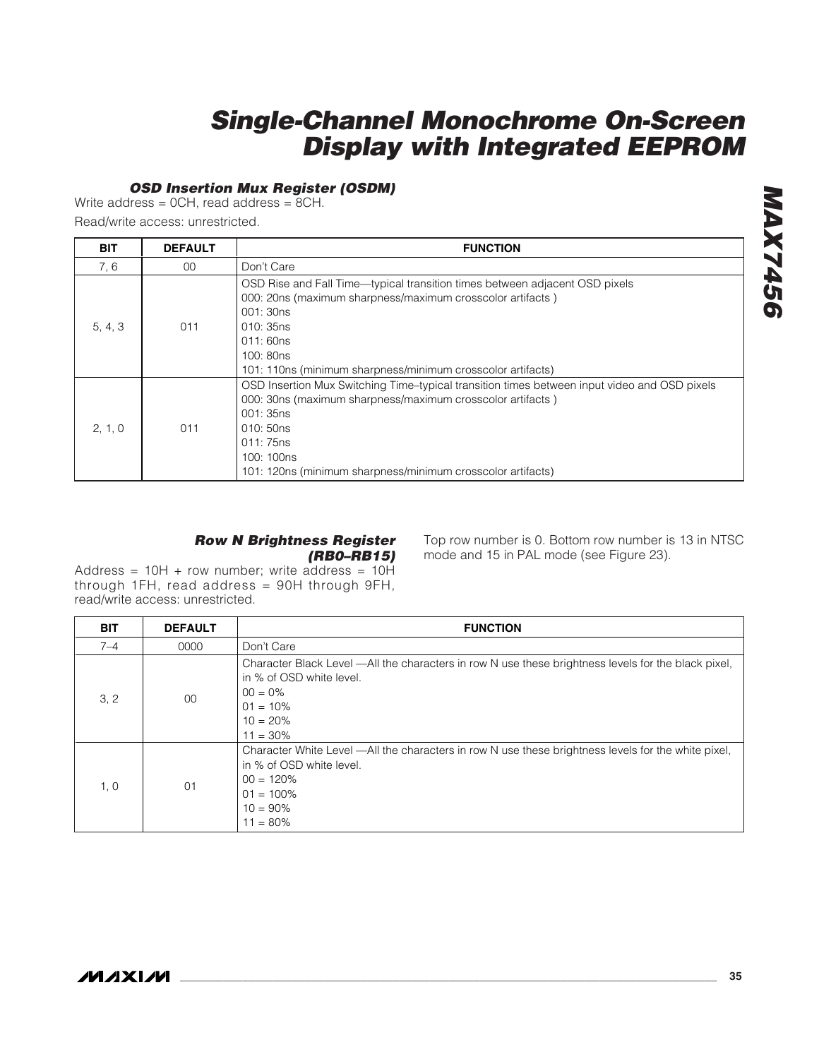### OSD Insertion Mux Register (OSDM)

Write address = 0CH, read address = 8CH.

Read/write access: unrestricted.

| BIT | DEFAULT | FUNCTION |
|---|---|---|
| 7, 6 | 00 | Don't Care |
| 5, 4, 3 | 011 | OSD Rise and Fall Time—typical transition times between adjacent OSD pixels<br>000: 20ns (maximum sharpness/maximum crosscolor artifacts )<br>001: 30ns<br>010: 35ns<br>011: 60ns<br>100: 80ns<br>101: 110ns (minimum sharpness/minimum crosscolor artifacts) |
| 2, 1, 0 | 011 | OSD Insertion Mux Switching Time–typical transition times between input video and OSD pixels<br>000: 30ns (maximum sharpness/maximum crosscolor artifacts )<br>001: 35ns<br>010: 50ns<br>011: 75ns<br>100: 100ns<br>101: 120ns (minimum sharpness/minimum crosscolor artifacts) |

### Row N Brightness Register (RB0–RB15)

Address = 10H + row number; write address = 10H through 1FH, read address = 90H through 9FH, read/write access: unrestricted.

Top row number is 0. Bottom row number is 13 in NTSC mode and 15 in PAL mode (see Figure 23).

| BIT | DEFAULT | FUNCTION |
|---|---|---|
| 7–4 | 0000 | Don't Care |
| 3, 2 | 00 | Character Black Level —All the characters in row N use these brightness levels for the black pixel, in % of OSD white level.<br>00 = 0%<br>01 = 10%<br>10 = 20%<br>11 = 30% |
| 1, 0 | 01 | Character White Level —All the characters in row N use these brightness levels for the white pixel, in % of OSD white level.<br>00 = 120%<br>01 = 100%<br>10 = 90%<br>11 = 80% |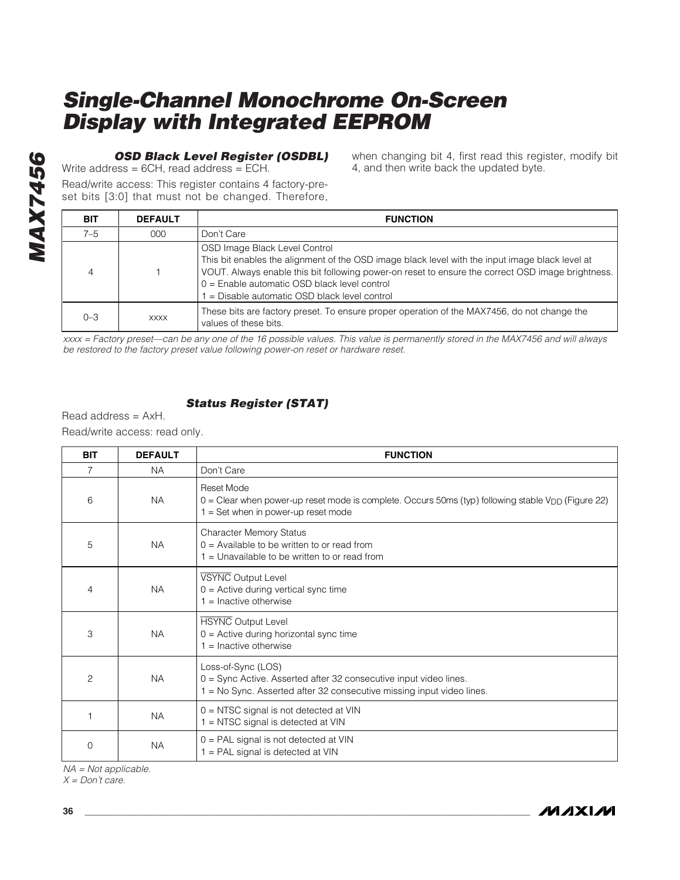### OSD Black Level Register (OSDBL)

Write address = 6CH, read address = ECH.

Read/write access: This register contains 4 factory-preset bits [3:0] that must not be changed. Therefore, when changing bit 4, first read this register, modify bit 4, and then write back the updated byte.

| BIT | DEFAULT | FUNCTION |
|---|---|---|
| 7–5 | 000 | Don't Care |
| 4 | 1 | OSD Image Black Level Control<br>This bit enables the alignment of the OSD image black level with the input image black level at VOUT. Always enable this bit following power-on reset to ensure the correct OSD image brightness.<br>0 = Enable automatic OSD black level control<br>1 = Disable automatic OSD black level control |
| 0–3 | xxxx | These bits are factory preset. To ensure proper operation of the MAX7456, do not change the values of these bits. |

*xxxx = Factory preset—can be any one of the 16 possible values. This value is permanently stored in the MAX7456 and will always be restored to the factory preset value following power-on reset or hardware reset.*

### Status Register (STAT)

Read address = AxH.

Read/write access: read only.

| BIT | DEFAULT | FUNCTION |
|---|---|---|
| 7 | NA | Don't Care |
| 6 | NA | Reset Mode<br>0 = Clear when power-up reset mode is complete. Occurs 50ms (typ) following stable $V_{DD}$ (Figure 22)<br>1 = Set when in power-up reset mode |
| 5 | NA | Character Memory Status<br>0 = Available to be written to or read from<br>1 = Unavailable to be written to or read from |
| 4 | NA | $\overline{\text{VSYNC}}$ Output Level<br>0 = Active during vertical sync time<br>1 = Inactive otherwise |
| 3 | NA | $\overline{\text{HSYNC}}$ Output Level<br>0 = Active during horizontal sync time<br>1 = Inactive otherwise |
| 2 | NA | Loss-of-Sync (LOS)<br>0 = Sync Active. Asserted after 32 consecutive input video lines.<br>1 = No Sync. Asserted after 32 consecutive missing input video lines. |
| 1 | NA | 0 = NTSC signal is not detected at VIN<br>1 = NTSC signal is detected at VIN |
| 0 | NA | 0 = PAL signal is not detected at VIN<br>1 = PAL signal is detected at VIN |

*NA = Not applicable.*
*X = Don't care.*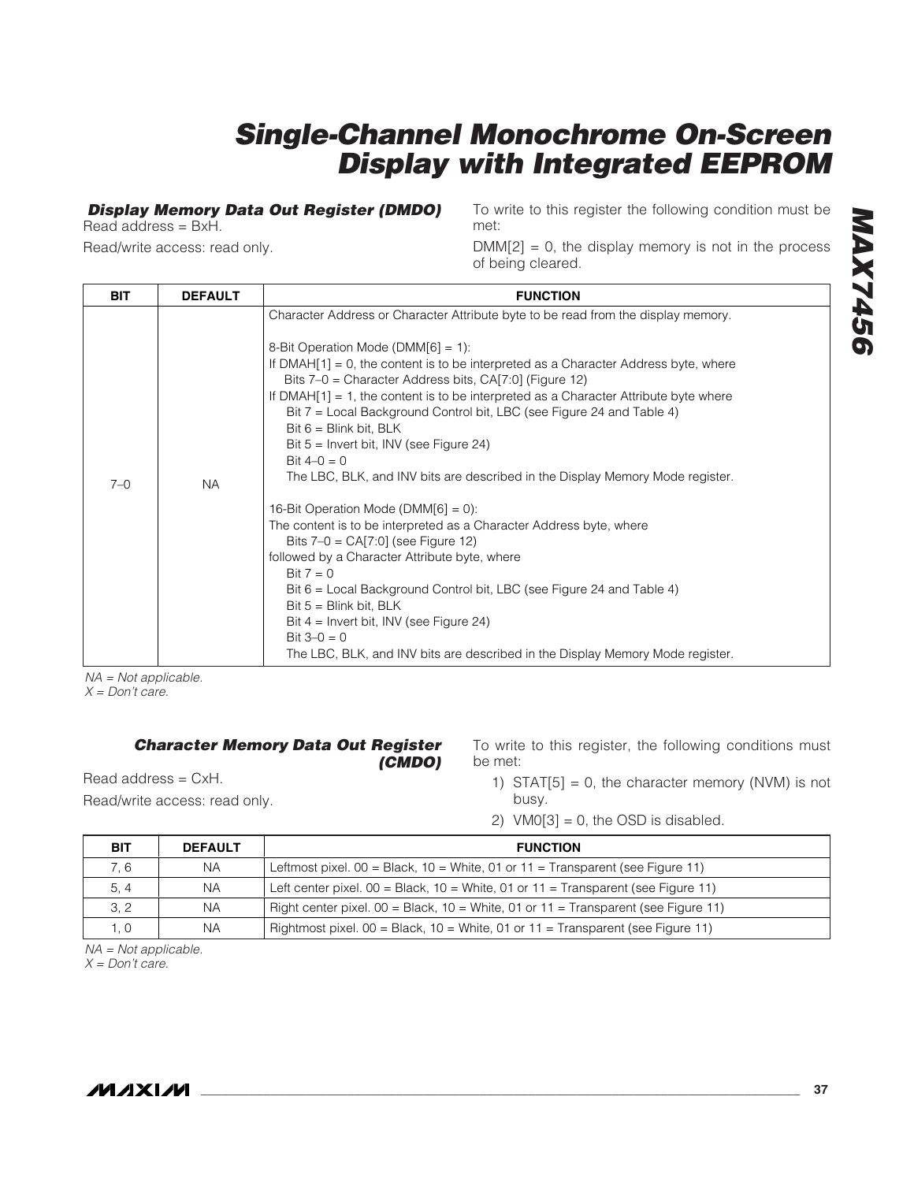### Display Memory Data Out Register (DMDO)

Read address = BxH.

Read/write access: read only.

To write to this register the following condition must be met:

DMM[2] = 0, the display memory is not in the process of being cleared.

| BIT | DEFAULT | FUNCTION |
|---|---|---|
| 7–0 | NA | Character Address or Character Attribute byte to be read from the display memory.<br><br>8-Bit Operation Mode (DMM[6] = 1):<br>If DMAH[1] = 0, the content is to be interpreted as a Character Address byte, where<br>Bits 7–0 = Character Address bits, CA[7:0] (Figure 12)<br>If DMAH[1] = 1, the content is to be interpreted as a Character Attribute byte where<br>Bit 7 = Local Background Control bit, LBC (see Figure 24 and Table 4)<br>Bit 6 = Blink bit, BLK<br>Bit 5 = Invert bit, INV (see Figure 24)<br>Bit 4–0 = 0<br>The LBC, BLK, and INV bits are described in the Display Memory Mode register.<br><br>16-Bit Operation Mode (DMM[6] = 0):<br>The content is to be interpreted as a Character Address byte, where<br>Bits 7–0 = CA[7:0] (see Figure 12)<br>followed by a Character Attribute byte, where<br>Bit 7 = 0<br>Bit 6 = Local Background Control bit, LBC (see Figure 24 and Table 4)<br>Bit 5 = Blink bit, BLK<br>Bit 4 = Invert bit, INV (see Figure 24)<br>Bit 3–0 = 0<br>The LBC, BLK, and INV bits are described in the Display Memory Mode register. |

*NA = Not applicable.*
*X = Don't care.*

### Character Memory Data Out Register (CMDO)

Read address = CxH.

Read/write access: read only.

To write to this register, the following conditions must be met:

1) STAT[5] = 0, the character memory (NVM) is not busy.
2) VM0[3] = 0, the OSD is disabled.

| BIT | DEFAULT | FUNCTION |
|---|---|---|
| 7, 6 | NA | Leftmost pixel. 00 = Black, 10 = White, 01 or 11 = Transparent (see Figure 11) |
| 5, 4 | NA | Left center pixel. 00 = Black, 10 = White, 01 or 11 = Transparent (see Figure 11) |
| 3, 2 | NA | Right center pixel. 00 = Black, 10 = White, 01 or 11 = Transparent (see Figure 11) |
| 1, 0 | NA | Rightmost pixel. 00 = Black, 10 = White, 01 or 11 = Transparent (see Figure 11) |

*NA = Not applicable.*
*X = Don't care.*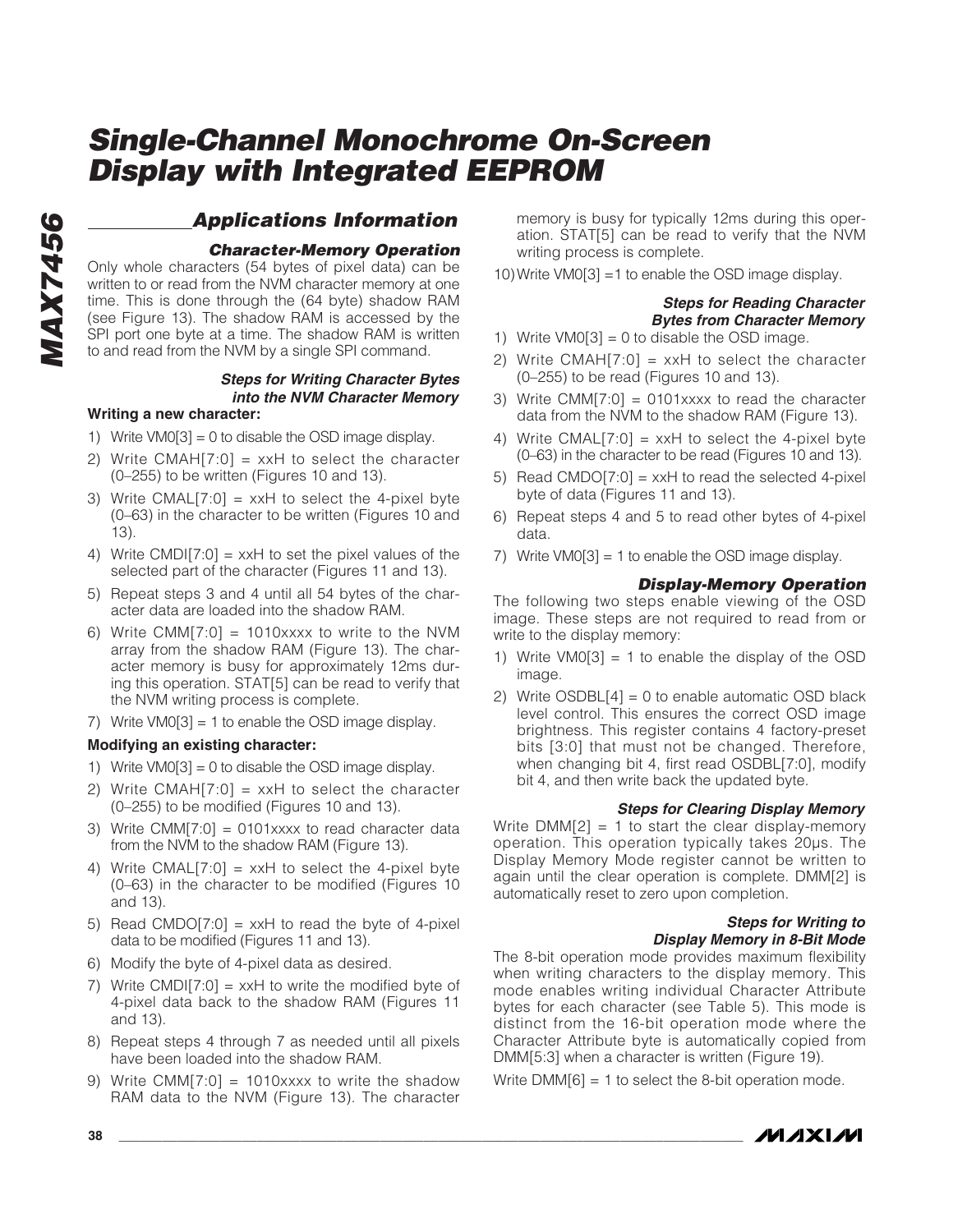## Applications Information

### Character-Memory Operation

Only whole characters (54 bytes of pixel data) can be written to or read from the NVM character memory at one time. This is done through the (64 byte) shadow RAM (see Figure 13). The shadow RAM is accessed by the SPI port one byte at a time. The shadow RAM is written to and read from the NVM by a single SPI command.

#### Steps for Writing Character Bytes into the NVM Character Memory

**Writing a new character:**

1) Write VM0[3] = 0 to disable the OSD image display.
2) Write CMAH[7:0] = xxH to select the character (0–255) to be written (Figures 10 and 13).
3) Write CMAL[7:0] = xxH to select the 4-pixel byte (0–63) in the character to be written (Figures 10 and 13).
4) Write CMDI[7:0] = xxH to set the pixel values of the selected part of the character (Figures 11 and 13).
5) Repeat steps 3 and 4 until all 54 bytes of the character data are loaded into the shadow RAM.
6) Write CMM[7:0] = 1010xxxx to write to the NVM array from the shadow RAM (Figure 13). The character memory is busy for approximately 12ms during this operation. STAT[5] can be read to verify that the NVM writing process is complete.
7) Write VM0[3] = 1 to enable the OSD image display.

**Modifying an existing character:**

1) Write VM0[3] = 0 to disable the OSD image display.
2) Write CMAH[7:0] = xxH to select the character (0–255) to be modified (Figures 10 and 13).
3) Write CMM[7:0] = 0101xxxx to read character data from the NVM to the shadow RAM (Figure 13).
4) Write CMAL[7:0] = xxH to select the 4-pixel byte (0–63) in the character to be modified (Figures 10 and 13).
5) Read CMDO[7:0] = xxH to read the byte of 4-pixel data to be modified (Figures 11 and 13).
6) Modify the byte of 4-pixel data as desired.
7) Write CMDI[7:0] = xxH to write the modified byte of 4-pixel data back to the shadow RAM (Figures 11 and 13).
8) Repeat steps 4 through 7 as needed until all pixels have been loaded into the shadow RAM.
9) Write CMM[7:0] = 1010xxxx to write the shadow RAM data to the NVM (Figure 13). The character memory is busy for typically 12ms during this operation. STAT[5] can be read to verify that the NVM writing process is complete.
10) Write VM0[3] =1 to enable the OSD image display.

#### Steps for Reading Character Bytes from Character Memory

1) Write VM0[3] = 0 to disable the OSD image.
2) Write CMAH[7:0] = xxH to select the character (0–255) to be read (Figures 10 and 13).
3) Write CMM[7:0] = 0101xxxx to read the character data from the NVM to the shadow RAM (Figure 13).
4) Write CMAL[7:0] = xxH to select the 4-pixel byte (0–63) in the character to be read (Figures 10 and 13).
5) Read CMDO[7:0] = xxH to read the selected 4-pixel byte of data (Figures 11 and 13).
6) Repeat steps 4 and 5 to read other bytes of 4-pixel data.
7) Write VM0[3] = 1 to enable the OSD image display.

### Display-Memory Operation

The following two steps enable viewing of the OSD image. These steps are not required to read from or write to the display memory:

1) Write VM0[3] = 1 to enable the display of the OSD image.
2) Write OSDBL[4] = 0 to enable automatic OSD black level control. This ensures the correct OSD image brightness. This register contains 4 factory-preset bits [3:0] that must not be changed. Therefore, when changing bit 4, first read OSDBL[7:0], modify bit 4, and then write back the updated byte.

#### Steps for Clearing Display Memory

Write DMM[2] = 1 to start the clear display-memory operation. This operation typically takes 20µs. The Display Memory Mode register cannot be written to again until the clear operation is complete. DMM[2] is automatically reset to zero upon completion.

#### Steps for Writing to Display Memory in 8-Bit Mode

The 8-bit operation mode provides maximum flexibility when writing characters to the display memory. This mode enables writing individual Character Attribute bytes for each character (see Table 5). This mode is distinct from the 16-bit operation mode where the Character Attribute byte is automatically copied from DMM[5:3] when a character is written (Figure 19).

Write DMM[6] = 1 to select the 8-bit operation mode.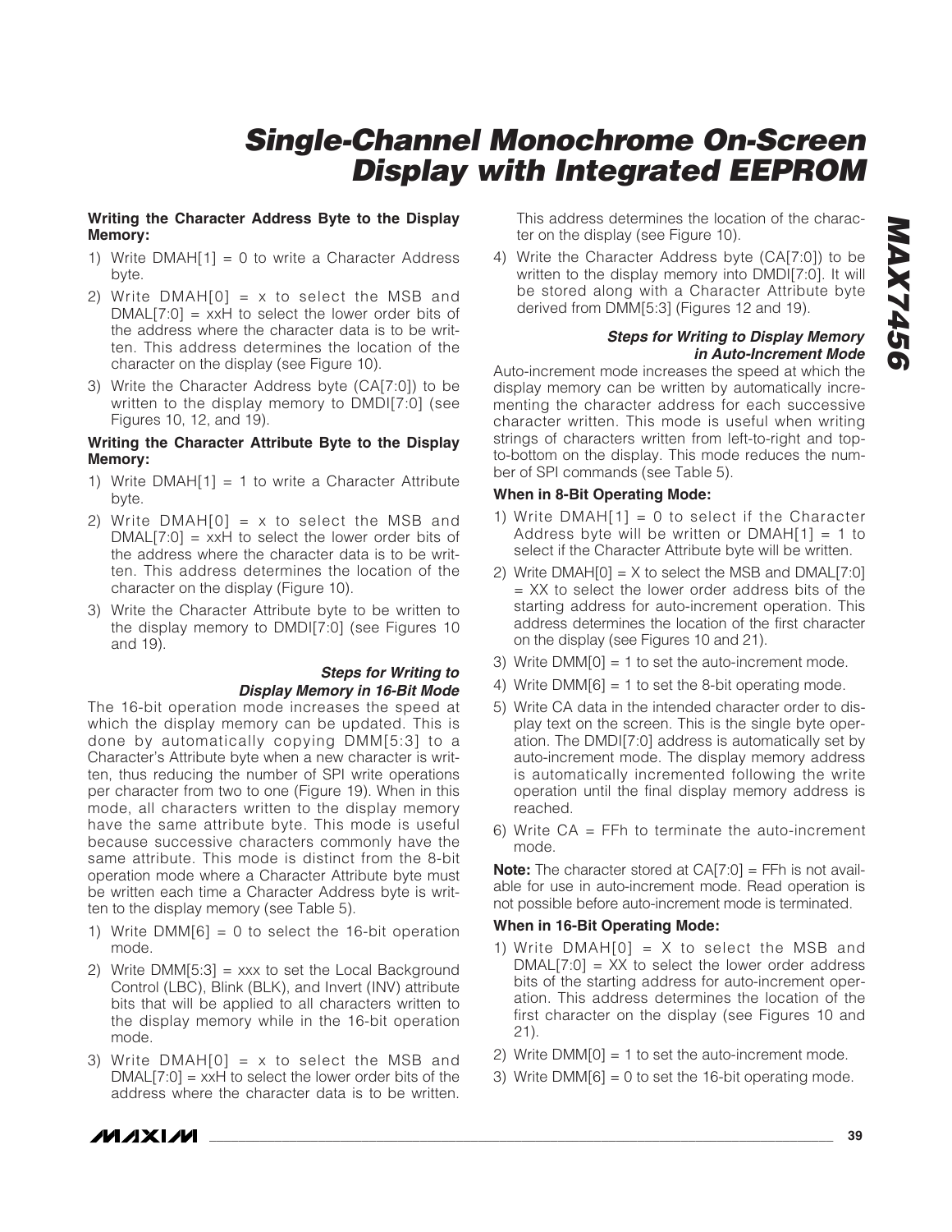**Writing the Character Address Byte to the Display Memory:**

1) Write DMAH[1] = 0 to write a Character Address byte.
2) Write DMAH[0] = x to select the MSB and DMAL[7:0] = xxH to select the lower order bits of the address where the character data is to be written. This address determines the location of the character on the display (see Figure 10).
3) Write the Character Address byte (CA[7:0]) to be written to the display memory to DMDI[7:0] (see Figures 10, 12, and 19).

**Writing the Character Attribute Byte to the Display Memory:**

1) Write DMAH[1] = 1 to write a Character Attribute byte.
2) Write DMAH[0] = x to select the MSB and DMAL[7:0] = xxH to select the lower order bits of the address where the character data is to be written. This address determines the location of the character on the display (Figure 10).
3) Write the Character Attribute byte to be written to the display memory to DMDI[7:0] (see Figures 10 and 19).

### *Steps for Writing to Display Memory in 16-Bit Mode*

The 16-bit operation mode increases the speed at which the display memory can be updated. This is done by automatically copying DMM[5:3] to a Character's Attribute byte when a new character is written, thus reducing the number of SPI write operations per character from two to one (Figure 19). When in this mode, all characters written to the display memory have the same attribute byte. This mode is useful because successive characters commonly have the same attribute. This mode is distinct from the 8-bit operation mode where a Character Attribute byte must be written each time a Character Address byte is written to the display memory (see Table 5).

1) Write DMM[6] = 0 to select the 16-bit operation mode.
2) Write DMM[5:3] = xxx to set the Local Background Control (LBC), Blink (BLK), and Invert (INV) attribute bits that will be applied to all characters written to the display memory while in the 16-bit operation mode.
3) Write DMAH[0] = x to select the MSB and DMAL[7:0] = xxH to select the lower order bits of the address where the character data is to be written. This address determines the location of the character on the display (see Figure 10).
4) Write the Character Address byte (CA[7:0]) to be written to the display memory into DMDI[7:0]. It will be stored along with a Character Attribute byte derived from DMM[5:3] (Figures 12 and 19).

### *Steps for Writing to Display Memory in Auto-Increment Mode*

Auto-increment mode increases the speed at which the display memory can be written by automatically incrementing the character address for each successive character written. This mode is useful when writing strings of characters written from left-to-right and top-to-bottom on the display. This mode reduces the number of SPI commands (see Table 5).

**When in 8-Bit Operating Mode:**

1) Write DMAH[1] = 0 to select if the Character Address byte will be written or DMAH[1] = 1 to select if the Character Attribute byte will be written.
2) Write DMAH[0] = X to select the MSB and DMAL[7:0] = XX to select the lower order address bits of the starting address for auto-increment operation. This address determines the location of the first character on the display (see Figures 10 and 21).
3) Write DMM[0] = 1 to set the auto-increment mode.
4) Write DMM[6] = 1 to set the 8-bit operating mode.
5) Write CA data in the intended character order to display text on the screen. This is the single byte operation. The DMDI[7:0] address is automatically set by auto-increment mode. The display memory address is automatically incremented following the write operation until the final display memory address is reached.
6) Write CA = FFh to terminate the auto-increment mode.

**Note:** The character stored at CA[7:0] = FFh is not available for use in auto-increment mode. Read operation is not possible before auto-increment mode is terminated.

**When in 16-Bit Operating Mode:**

1) Write DMAH[0] = X to select the MSB and DMAL[7:0] = XX to select the lower order address bits of the starting address for auto-increment operation. This address determines the location of the first character on the display (see Figures 10 and 21).
2) Write DMM[0] = 1 to set the auto-increment mode.
3) Write DMM[6] = 0 to set the 16-bit operating mode.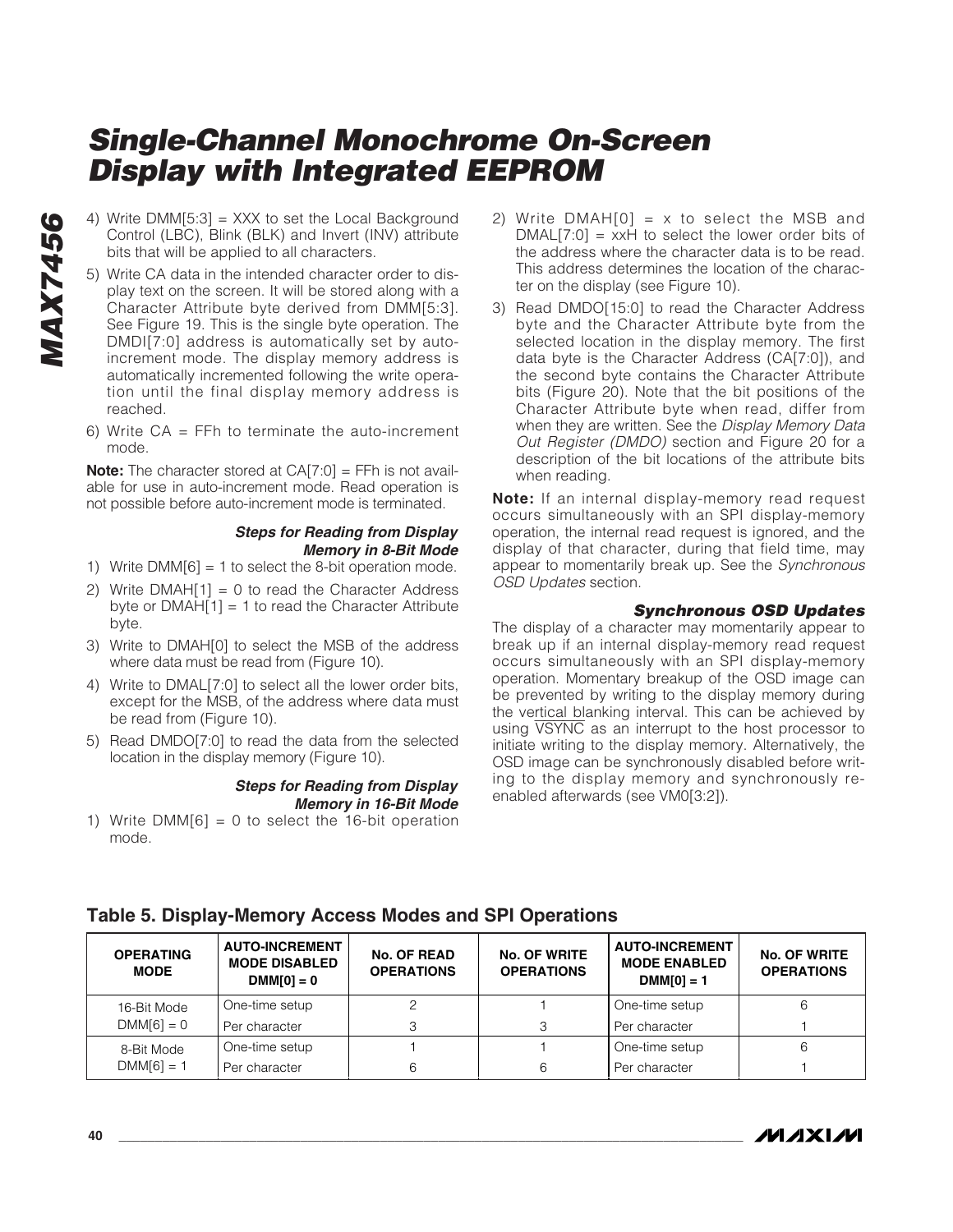4) Write DMM[5:3] = XXX to set the Local Background Control (LBC), Blink (BLK) and Invert (INV) attribute bits that will be applied to all characters.

5) Write CA data in the intended character order to display text on the screen. It will be stored along with a Character Attribute byte derived from DMM[5:3]. See Figure 19. This is the single byte operation. The DMDI[7:0] address is automatically set by auto-increment mode. The display memory address is automatically incremented following the write operation until the final display memory address is reached.

6) Write CA = FFh to terminate the auto-increment mode.

**Note:** The character stored at CA[7:0] = FFh is not available for use in auto-increment mode. Read operation is not possible before auto-increment mode is terminated.

### *Steps for Reading from Display Memory in 8-Bit Mode*

1) Write DMM[6] = 1 to select the 8-bit operation mode.

2) Write DMAH[1] = 0 to read the Character Address byte or DMAH[1] = 1 to read the Character Attribute byte.

3) Write to DMAH[0] to select the MSB of the address where data must be read from (Figure 10).

4) Write to DMAL[7:0] to select all the lower order bits, except for the MSB, of the address where data must be read from (Figure 10).

5) Read DMDO[7:0] to read the data from the selected location in the display memory (Figure 10).

### *Steps for Reading from Display Memory in 16-Bit Mode*

1) Write DMM[6] = 0 to select the 16-bit operation mode.

2) Write DMAH[0] = x to select the MSB and DMAL[7:0] = xxH to select the lower order bits of the address where the character data is to be read. This address determines the location of the character on the display (see Figure 10).

3) Read DMDO[15:0] to read the Character Address byte and the Character Attribute byte from the selected location in the display memory. The first data byte is the Character Address (CA[7:0]), and the second byte contains the Character Attribute bits (Figure 20). Note that the bit positions of the Character Attribute byte when read, differ from when they are written. See the *Display Memory Data Out Register (DMDO)* section and Figure 20 for a description of the bit locations of the attribute bits when reading.

**Note:** If an internal display-memory read request occurs simultaneously with an SPI display-memory operation, the internal read request is ignored, and the display of that character, during that field time, may appear to momentarily break up. See the *Synchronous OSD Updates* section.

### *Synchronous OSD Updates*

The display of a character may momentarily appear to break up if an internal display-memory read request occurs simultaneously with an SPI display-memory operation. Momentary breakup of the OSD image can be prevented by writing to the display memory during the vertical blanking interval. This can be achieved by using $\overline{\text{VSYNC}}$ as an interrupt to the host processor to initiate writing to the display memory. Alternatively, the OSD image can be synchronously disabled before writing to the display memory and synchronously re-enabled afterwards (see VM0[3:2]).

## Table 5. Display-Memory Access Modes and SPI Operations

| OPERATING MODE | AUTO-INCREMENT MODE DISABLED DMM[0] = 0 | No. OF READ OPERATIONS | No. OF WRITE OPERATIONS | AUTO-INCREMENT MODE ENABLED DMM[0] = 1 | No. OF WRITE OPERATIONS |
|---|---|---|---|---|---|
| 16-Bit Mode DMM[6] = 0 | One-time setup | 2 | 1 | One-time setup | 6 |
| | Per character | 3 | 3 | Per character | 1 |
| 8-Bit Mode DMM[6] = 1 | One-time setup | 1 | 1 | One-time setup | 6 |
| | Per character | 6 | 6 | Per character | 1 |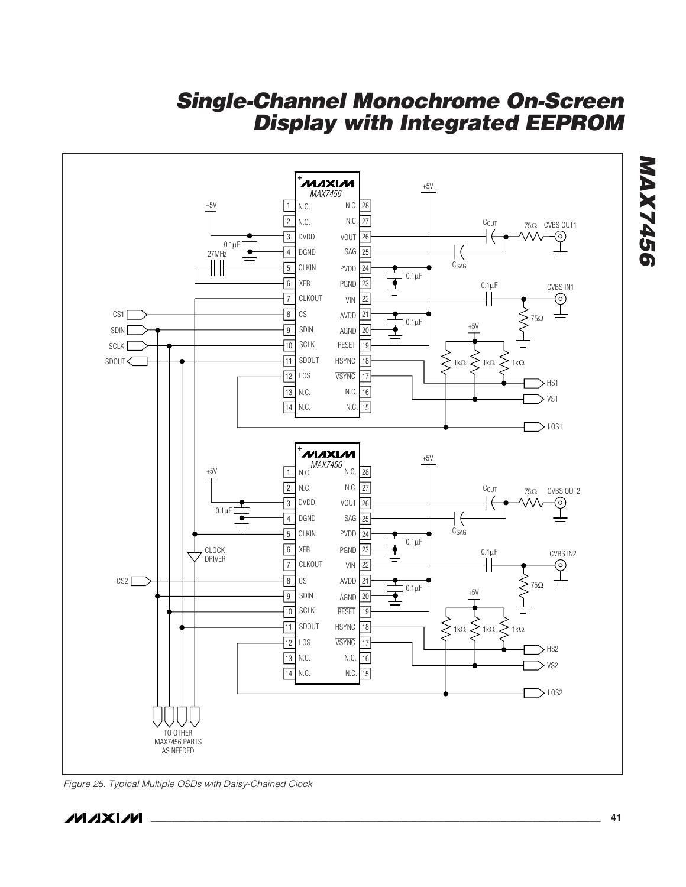Figure 25. Typical Multiple OSDs with Daisy-Chained Clock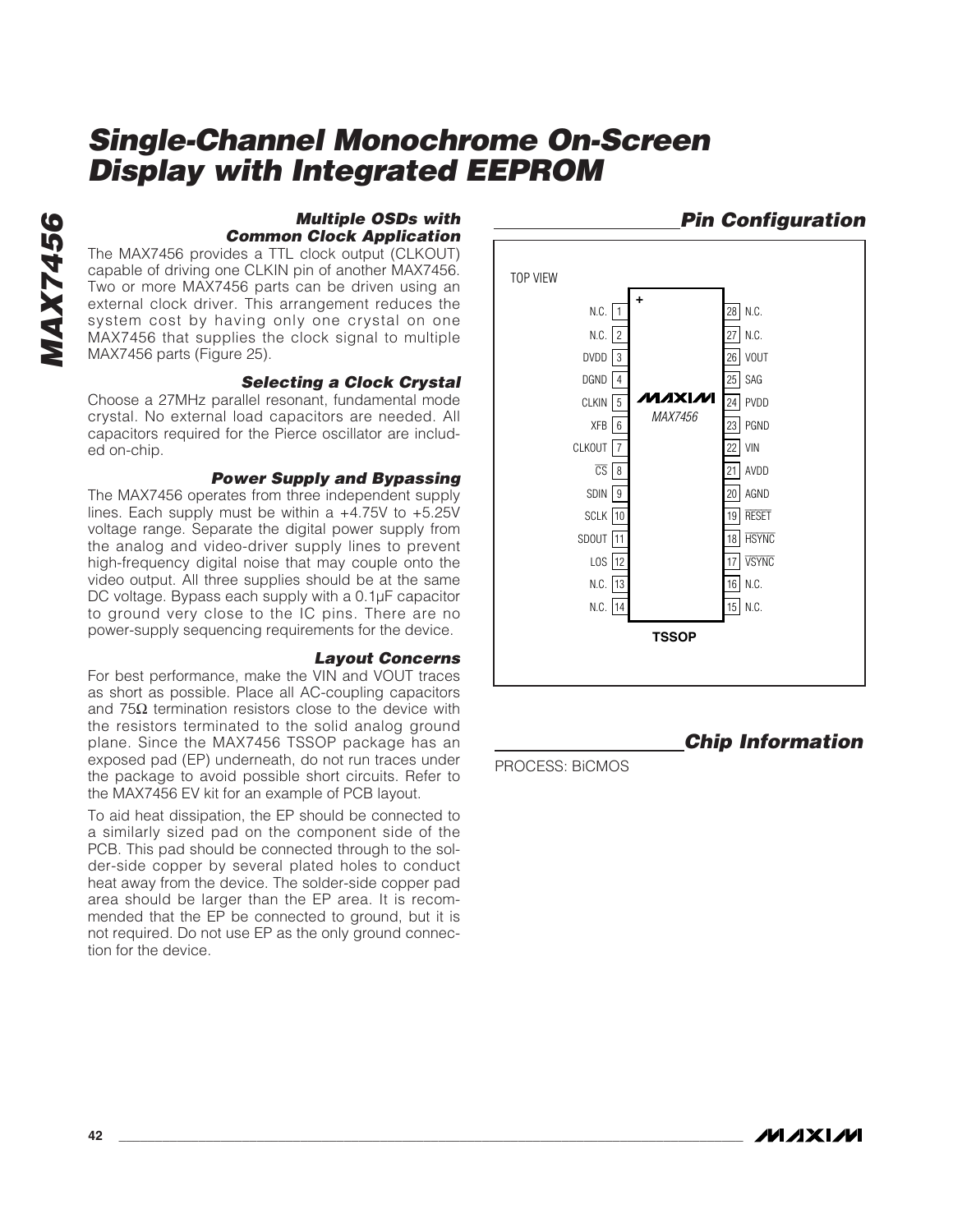### Multiple OSDs with Common Clock Application

The MAX7456 provides a TTL clock output (CLKOUT) capable of driving one CLKIN pin of another MAX7456. Two or more MAX7456 parts can be driven using an external clock driver. This arrangement reduces the system cost by having only one crystal on one MAX7456 that supplies the clock signal to multiple MAX7456 parts (Figure 25).

### Selecting a Clock Crystal

Choose a 27MHz parallel resonant, fundamental mode crystal. No external load capacitors are needed. All capacitors required for the Pierce oscillator are included on-chip.

### Power Supply and Bypassing

The MAX7456 operates from three independent supply lines. Each supply must be within a +4.75V to +5.25V voltage range. Separate the digital power supply from the analog and video-driver supply lines to prevent high-frequency digital noise that may couple onto the video output. All three supplies should be at the same DC voltage. Bypass each supply with a 0.1µF capacitor to ground very close to the IC pins. There are no power-supply sequencing requirements for the device.

### Layout Concerns

For best performance, make the VIN and VOUT traces as short as possible. Place all AC-coupling capacitors and 75Ω termination resistors close to the device with the resistors terminated to the solid analog ground plane. Since the MAX7456 TSSOP package has an exposed pad (EP) underneath, do not run traces under the package to avoid possible short circuits. Refer to the MAX7456 EV kit for an example of PCB layout.

To aid heat dissipation, the EP should be connected to a similarly sized pad on the component side of the PCB. This pad should be connected through to the solder-side copper by several plated holes to conduct heat away from the device. The solder-side copper pad area should be larger than the EP area. It is recommended that the EP be connected to ground, but it is not required. Do not use EP as the only ground connection for the device.

## Pin Configuration

TOP VIEW

| Pin | Name | | Pin | Name |
|---|---|---|---|---|
| 1 | N.C. | | 28 | N.C. |
| 2 | N.C. | | 27 | N.C. |
| 3 | DVDD | | 26 | VOUT |
| 4 | DGND | | 25 | SAG |
| 5 | CLKIN | | 24 | PVDD |
| 6 | XFB | | 23 | PGND |
| 7 | CLKOUT | | 22 | VIN |
| 8 | CS (active low) | | 21 | AVDD |
| 9 | SDIN | | 20 | AGND |
| 10 | SCLK | | 19 | RESET (active low) |
| 11 | SDOUT | | 18 | HSYNC (active low) |
| 12 | LOS | | 17 | VSYNC (active low) |
| 13 | N.C. | | 16 | N.C. |
| 14 | N.C. | | 15 | N.C. |

MAXIM MAX7456

TSSOP

## Chip Information

PROCESS: BiCMOS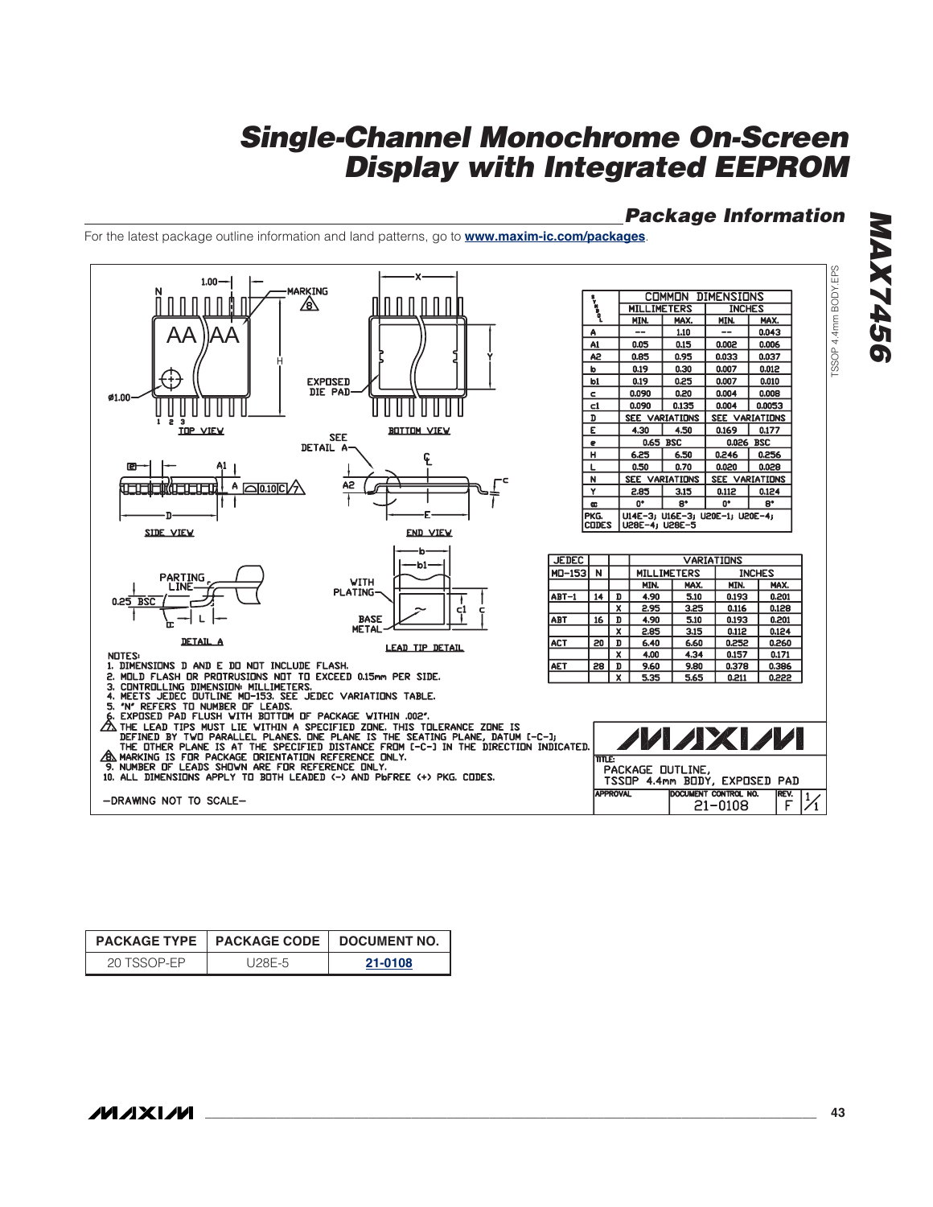## Package Information

For the latest package outline information and land patterns, go to **www.maxim-ic.com/packages**.

TSSOP 4.4mm BODY.EPS

| SYMBOL | COMMON DIMENSIONS | | | |
|---|---|---|---|---|
| | MILLIMETERS | | INCHES | |
| | MIN. | MAX. | MIN. | MAX. |
| A | -- | 1.10 | -- | 0.043 |
| A1 | 0.05 | 0.15 | 0.002 | 0.006 |
| A2 | 0.85 | 0.95 | 0.033 | 0.037 |
| b | 0.19 | 0.30 | 0.007 | 0.012 |
| b1 | 0.19 | 0.25 | 0.007 | 0.010 |
| c | 0.090 | 0.20 | 0.004 | 0.008 |
| c1 | 0.090 | 0.135 | 0.004 | 0.0053 |
| D | SEE VARIATIONS | | SEE VARIATIONS | |
| E | 4.30 | 4.50 | 0.169 | 0.177 |
| e | 0.65 BSC | | 0.026 BSC | |
| H | 6.25 | 6.50 | 0.246 | 0.256 |
| L | 0.50 | 0.70 | 0.020 | 0.028 |
| N | SEE VARIATIONS | | SEE VARIATIONS | |
| Y | 2.85 | 3.15 | 0.112 | 0.124 |
| α | 0° | 8° | 0° | 8° |
| PKG. CODES | U14E-3; U16E-3; U20E-1; U20E-4; U28E-4; U28E-5 | | | |

| JEDEC MO-153 | N | | VARIATIONS | | | |
|---|---|---|---|---|---|---|
| | | | MILLIMETERS | | INCHES | |
| | | | MIN. | MAX. | MIN. | MAX. |
| ABT-1 | 14 | D | 4.90 | 5.10 | 0.193 | 0.201 |
| | | X | 2.95 | 3.25 | 0.116 | 0.128 |
| ABT | 16 | D | 4.90 | 5.10 | 0.193 | 0.201 |
| | | X | 2.85 | 3.15 | 0.112 | 0.124 |
| ACT | 20 | D | 6.40 | 6.60 | 0.252 | 0.260 |
| | | X | 4.00 | 4.34 | 0.157 | 0.171 |
| AET | 28 | D | 9.60 | 9.80 | 0.378 | 0.386 |
| | | X | 5.35 | 5.65 | 0.211 | 0.222 |

TOP VIEW — BOTTOM VIEW — SIDE VIEW — END VIEW — DETAIL A — LEAD TIP DETAIL

NOTES:
1. DIMENSIONS D AND E DO NOT INCLUDE FLASH.
2. MOLD FLASH OR PROTRUSIONS NOT TO EXCEED 0.15mm PER SIDE.
3. CONTROLLING DIMENSION: MILLIMETERS.
4. MEETS JEDEC OUTLINE MO-153. SEE JEDEC VARIATIONS TABLE.
5. "N" REFERS TO NUMBER OF LEADS.
6. EXPOSED PAD FLUSH WITH BOTTOM OF PACKAGE WITHIN .002".
7. THE LEAD TIPS MUST LIE WITHIN A SPECIFIED ZONE. THIS TOLERANCE ZONE IS DEFINED BY TWO PARALLEL PLANES. ONE PLANE IS THE SEATING PLANE, DATUM [-C-]; THE OTHER PLANE IS AT THE SPECIFIED DISTANCE FROM [-C-] IN THE DIRECTION INDICATED.
8. MARKING IS FOR PACKAGE ORIENTATION REFERENCE ONLY.
9. NUMBER OF LEADS SHOWN ARE FOR REFERENCE ONLY.
10. ALL DIMENSIONS APPLY TO BOTH LEADED (-) AND PbFREE (+) PKG. CODES.

-DRAWING NOT TO SCALE-

TITLE: PACKAGE OUTLINE, TSSOP 4.4mm BODY, EXPOSED PAD

DOCUMENT CONTROL NO. 21-0108 REV. F 1/1

| PACKAGE TYPE | PACKAGE CODE | DOCUMENT NO. |
|---|---|---|
| 20 TSSOP-EP | U28E-5 | 21-0108 |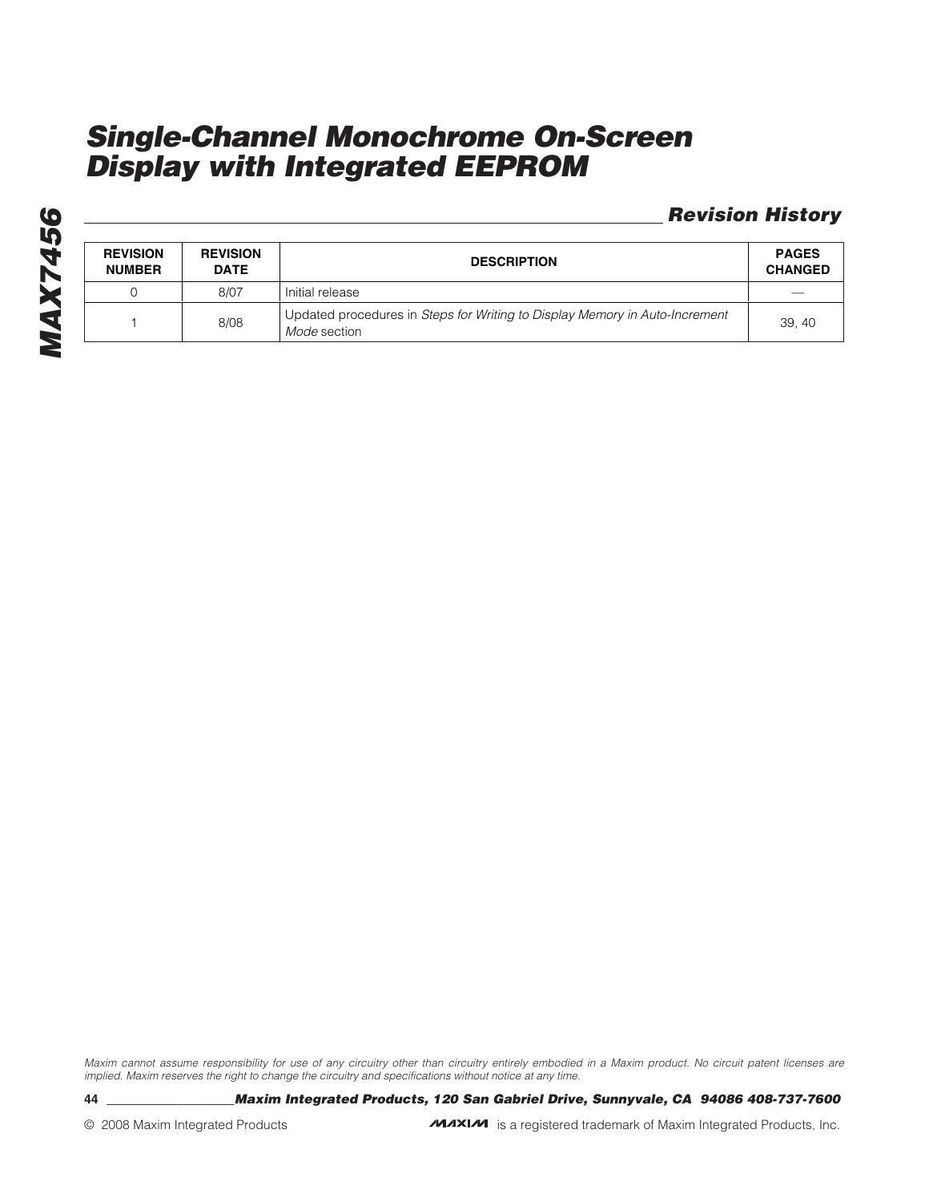## Revision History

| REVISION NUMBER | REVISION DATE | DESCRIPTION | PAGES CHANGED |
|---|---|---|---|
| 0 | 8/07 | Initial release | — |
| 1 | 8/08 | Updated procedures in *Steps for Writing to Display Memory in Auto-Increment Mode* section | 39, 40 |

*Maxim cannot assume responsibility for use of any circuitry other than circuitry entirely embodied in a Maxim product. No circuit patent licenses are implied. Maxim reserves the right to change the circuitry and specifications without notice at any time.*

**Maxim Integrated Products, 120 San Gabriel Drive, Sunnyvale, CA 94086 408-737-7600**

© 2008 Maxim Integrated Products

MAXIM is a registered trademark of Maxim Integrated Products, Inc.